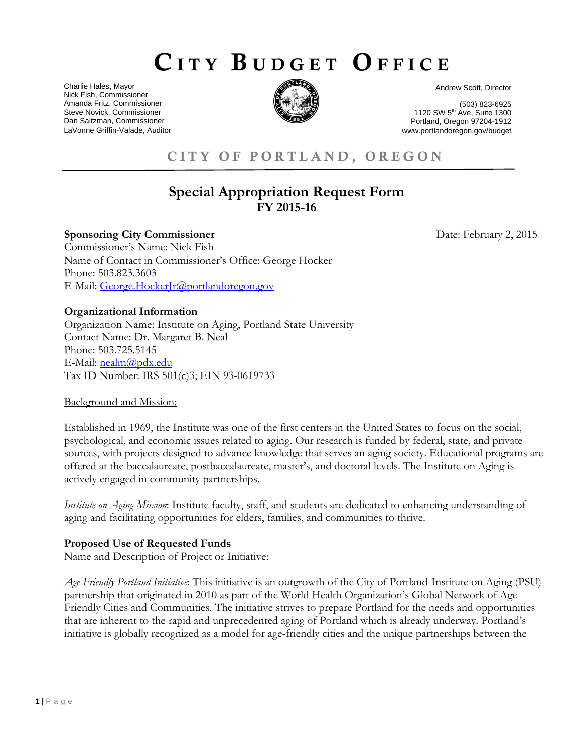# CITY BUDGET OFFICE

Charlie Hales, Mayor
Nick Fish, Commissioner
Amanda Fritz, Commissioner
Steve Novick, Commissioner
Dan Saltzman, Commissioner
LaVonne Griffin-Valade, Auditor

Andrew Scott, Director

(503) 823-6925
1120 SW 5th Ave, Suite 1300
Portland, Oregon 97204-1912
www.portlandoregon.gov/budget

## CITY OF PORTLAND, OREGON

## Special Appropriation Request Form
### FY 2015-16

**Sponsoring City Commissioner**

Date: February 2, 2015

Commissioner's Name: Nick Fish
Name of Contact in Commissioner's Office: George Hocker
Phone: 503.823.3603
E-Mail: George.HockerJr@portlandoregon.gov

**Organizational Information**

Organization Name: Institute on Aging, Portland State University
Contact Name: Dr. Margaret B. Neal
Phone: 503.725.5145
E-Mail: nealm@pdx.edu
Tax ID Number: IRS 501(c)3; EIN 93-0619733

Background and Mission:

Established in 1969, the Institute was one of the first centers in the United States to focus on the social, psychological, and economic issues related to aging. Our research is funded by federal, state, and private sources, with projects designed to advance knowledge that serves an aging society. Educational programs are offered at the baccalaureate, postbaccalaureate, master's, and doctoral levels. The Institute on Aging is actively engaged in community partnerships.

*Institute on Aging Mission*: Institute faculty, staff, and students are dedicated to enhancing understanding of aging and facilitating opportunities for elders, families, and communities to thrive.

**Proposed Use of Requested Funds**

Name and Description of Project or Initiative:

*Age-Friendly Portland Initiative*: This initiative is an outgrowth of the City of Portland-Institute on Aging (PSU) partnership that originated in 2010 as part of the World Health Organization's Global Network of Age-Friendly Cities and Communities. The initiative strives to prepare Portland for the needs and opportunities that are inherent to the rapid and unprecedented aging of Portland which is already underway. Portland's initiative is globally recognized as a model for age-friendly cities and the unique partnerships between the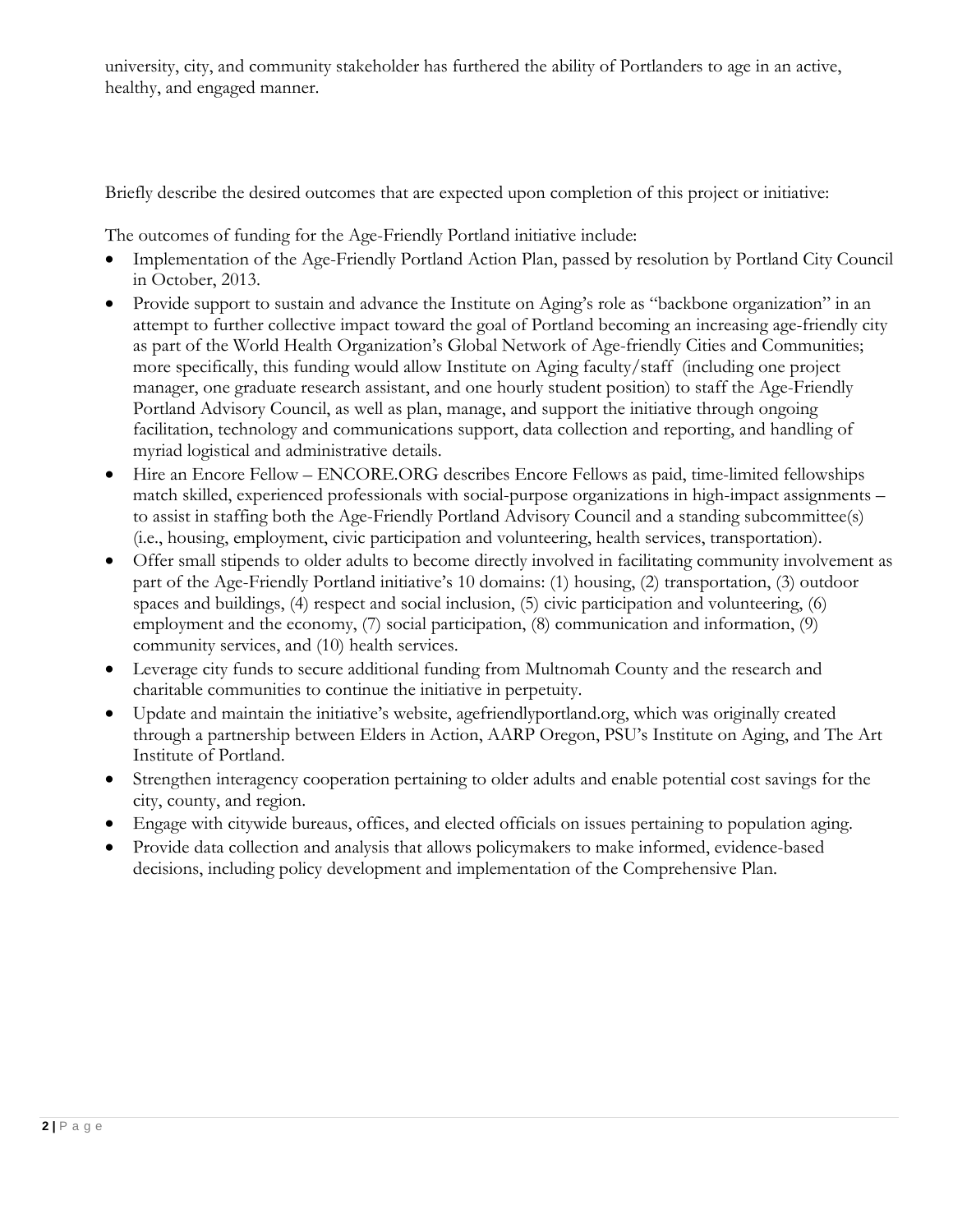university, city, and community stakeholder has furthered the ability of Portlanders to age in an active, healthy, and engaged manner.

Briefly describe the desired outcomes that are expected upon completion of this project or initiative:

The outcomes of funding for the Age-Friendly Portland initiative include:

- Implementation of the Age-Friendly Portland Action Plan, passed by resolution by Portland City Council in October, 2013.
- Provide support to sustain and advance the Institute on Aging's role as "backbone organization" in an attempt to further collective impact toward the goal of Portland becoming an increasing age-friendly city as part of the World Health Organization's Global Network of Age-friendly Cities and Communities; more specifically, this funding would allow Institute on Aging faculty/staff (including one project manager, one graduate research assistant, and one hourly student position) to staff the Age-Friendly Portland Advisory Council, as well as plan, manage, and support the initiative through ongoing facilitation, technology and communications support, data collection and reporting, and handling of myriad logistical and administrative details.
- Hire an Encore Fellow – ENCORE.ORG describes Encore Fellows as paid, time-limited fellowships match skilled, experienced professionals with social-purpose organizations in high-impact assignments – to assist in staffing both the Age-Friendly Portland Advisory Council and a standing subcommittee(s) (i.e., housing, employment, civic participation and volunteering, health services, transportation).
- Offer small stipends to older adults to become directly involved in facilitating community involvement as part of the Age-Friendly Portland initiative's 10 domains: (1) housing, (2) transportation, (3) outdoor spaces and buildings, (4) respect and social inclusion, (5) civic participation and volunteering, (6) employment and the economy, (7) social participation, (8) communication and information, (9) community services, and (10) health services.
- Leverage city funds to secure additional funding from Multnomah County and the research and charitable communities to continue the initiative in perpetuity.
- Update and maintain the initiative's website, agefriendlyportland.org, which was originally created through a partnership between Elders in Action, AARP Oregon, PSU's Institute on Aging, and The Art Institute of Portland.
- Strengthen interagency cooperation pertaining to older adults and enable potential cost savings for the city, county, and region.
- Engage with citywide bureaus, offices, and elected officials on issues pertaining to population aging.
- Provide data collection and analysis that allows policymakers to make informed, evidence-based decisions, including policy development and implementation of the Comprehensive Plan.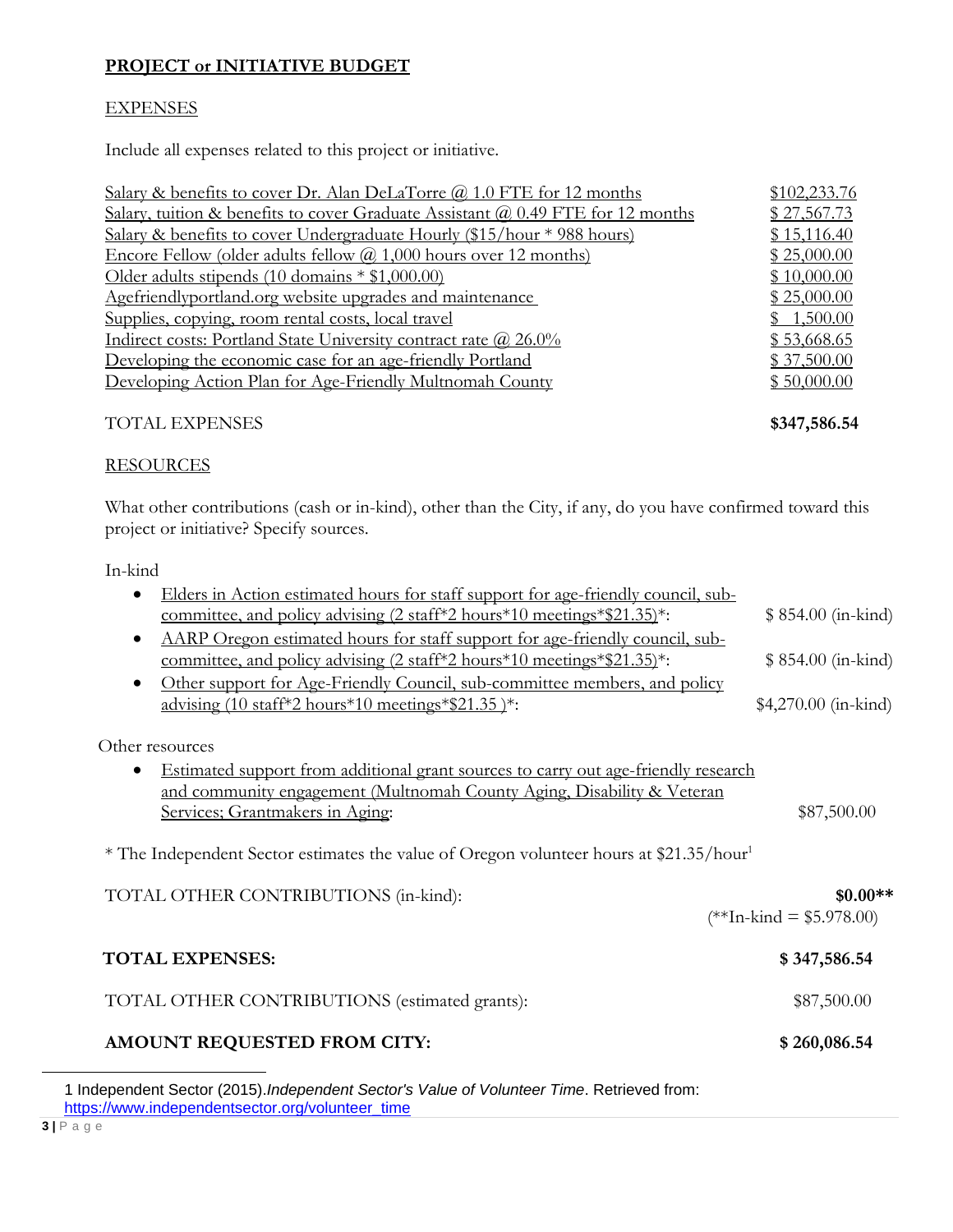**PROJECT or INITIATIVE BUDGET**

EXPENSES

Include all expenses related to this project or initiative.

| | |
|---|---|
| Salary & benefits to cover Dr. Alan DeLaTorre @ 1.0 FTE for 12 months | $102,233.76 |
| Salary, tuition & benefits to cover Graduate Assistant @ 0.49 FTE for 12 months | $ 27,567.73 |
| Salary & benefits to cover Undergraduate Hourly ($15/hour * 988 hours) | $ 15,116.40 |
| Encore Fellow (older adults fellow @ 1,000 hours over 12 months) | $ 25,000.00 |
| Older adults stipends (10 domains * $1,000.00) | $ 10,000.00 |
| Agefriendlyportland.org website upgrades and maintenance | $ 25,000.00 |
| Supplies, copying, room rental costs, local travel | $ 1,500.00 |
| Indirect costs: Portland State University contract rate @ 26.0% | $ 53,668.65 |
| Developing the economic case for an age-friendly Portland | $ 37,500.00 |
| Developing Action Plan for Age-Friendly Multnomah County | $ 50,000.00 |
| TOTAL EXPENSES | **$347,586.54** |

RESOURCES

What other contributions (cash or in-kind), other than the City, if any, do you have confirmed toward this project or initiative? Specify sources.

In-kind

- Elders in Action estimated hours for staff support for age-friendly council, sub-committee, and policy advising (2 staff*2 hours*10 meetings*$21.35)*: $ 854.00 (in-kind)
- AARP Oregon estimated hours for staff support for age-friendly council, sub-committee, and policy advising (2 staff*2 hours*10 meetings*$21.35)*: $ 854.00 (in-kind)
- Other support for Age-Friendly Council, sub-committee members, and policy advising (10 staff*2 hours*10 meetings*$21.35 )*: $4,270.00 (in-kind)

Other resources

- Estimated support from additional grant sources to carry out age-friendly research and community engagement (Multnomah County Aging, Disability & Veteran Services; Grantmakers in Aging: $87,500.00

* The Independent Sector estimates the value of Oregon volunteer hours at $21.35/hour[1]

| | |
|---|---|
| TOTAL OTHER CONTRIBUTIONS (in-kind): | **$0.00**** (**In-kind = $5.978.00) |
| **TOTAL EXPENSES:** | **$ 347,586.54** |
| TOTAL OTHER CONTRIBUTIONS (estimated grants): | $87,500.00 |
| **AMOUNT REQUESTED FROM CITY:** | **$ 260,086.54** |

1 Independent Sector (2015).*Independent Sector's Value of Volunteer Time*. Retrieved from: https://www.independentsector.org/volunteer_time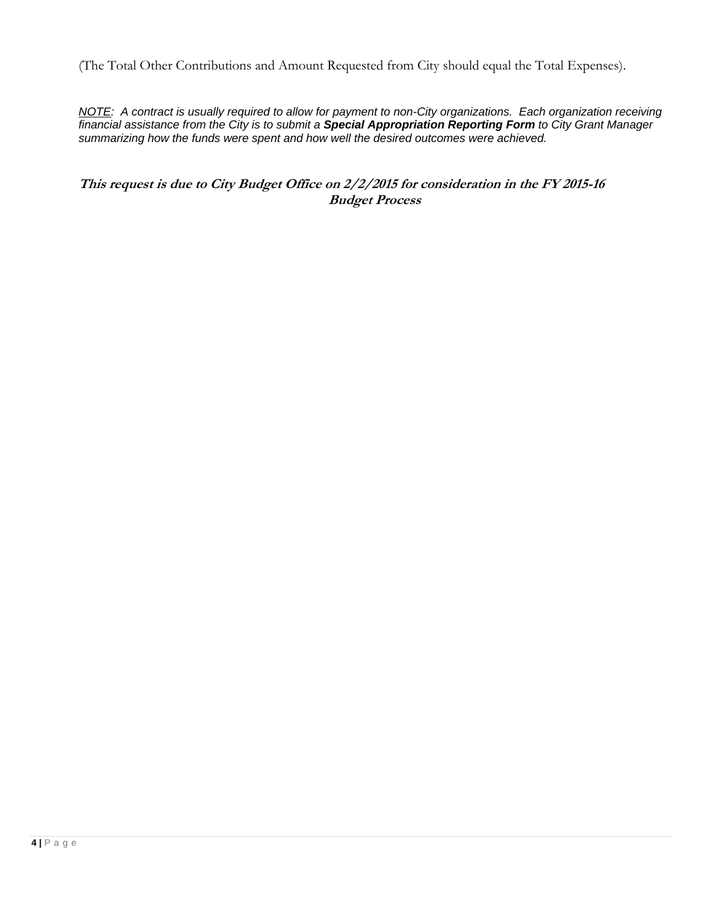(The Total Other Contributions and Amount Requested from City should equal the Total Expenses).

*NOTE: A contract is usually required to allow for payment to non-City organizations. Each organization receiving financial assistance from the City is to submit a **Special Appropriation Reporting Form** to City Grant Manager summarizing how the funds were spent and how well the desired outcomes were achieved.*

***This request is due to City Budget Office on 2/2/2015 for consideration in the FY 2015-16 Budget Process***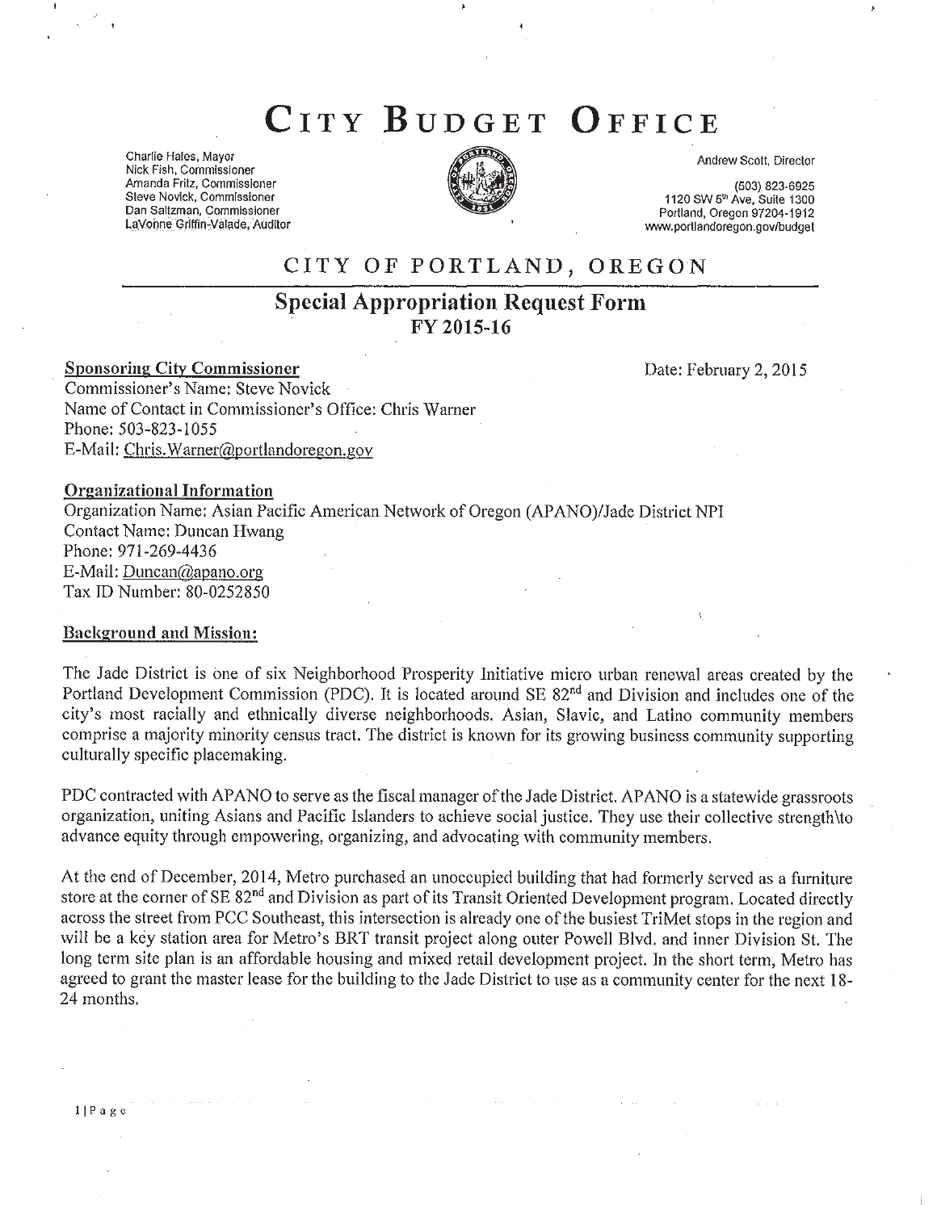# City Budget Office

Charlie Hales, Mayor
Nick Fish, Commissioner
Amanda Fritz, Commissioner
Steve Novick, Commissioner
Dan Saltzman, Commissioner
LaVonne Griffin-Valade, Auditor

Andrew Scott, Director

(503) 823-6925
1120 SW 5th Ave, Suite 1300
Portland, Oregon 97204-1912
www.portlandoregon.gov/budget

## CITY OF PORTLAND, OREGON

## Special Appropriation Request Form
### FY 2015-16

**Sponsoring City Commissioner**

Date: February 2, 2015

Commissioner's Name: Steve Novick
Name of Contact in Commissioner's Office: Chris Warner
Phone: 503-823-1055
E-Mail: Chris.Warner@portlandoregon.gov

**Organizational Information**

Organization Name: Asian Pacific American Network of Oregon (APANO)/Jade District NPI
Contact Name: Duncan Hwang
Phone: 971-269-4436
E-Mail: Duncan@apano.org
Tax ID Number: 80-0252850

**Background and Mission:**

The Jade District is one of six Neighborhood Prosperity Initiative micro urban renewal areas created by the Portland Development Commission (PDC). It is located around SE 82nd and Division and includes one of the city's most racially and ethnically diverse neighborhoods. Asian, Slavic, and Latino community members comprise a majority minority census tract. The district is known for its growing business community supporting culturally specific placemaking.

PDC contracted with APANO to serve as the fiscal manager of the Jade District. APANO is a statewide grassroots organization, uniting Asians and Pacific Islanders to achieve social justice. They use their collective strength\to advance equity through empowering, organizing, and advocating with community members.

At the end of December, 2014, Metro purchased an unoccupied building that had formerly served as a furniture store at the corner of SE 82nd and Division as part of its Transit Oriented Development program. Located directly across the street from PCC Southeast, this intersection is already one of the busiest TriMet stops in the region and will be a key station area for Metro's BRT transit project along outer Powell Blvd. and inner Division St. The long term site plan is an affordable housing and mixed retail development project. In the short term, Metro has agreed to grant the master lease for the building to the Jade District to use as a community center for the next 18-24 months.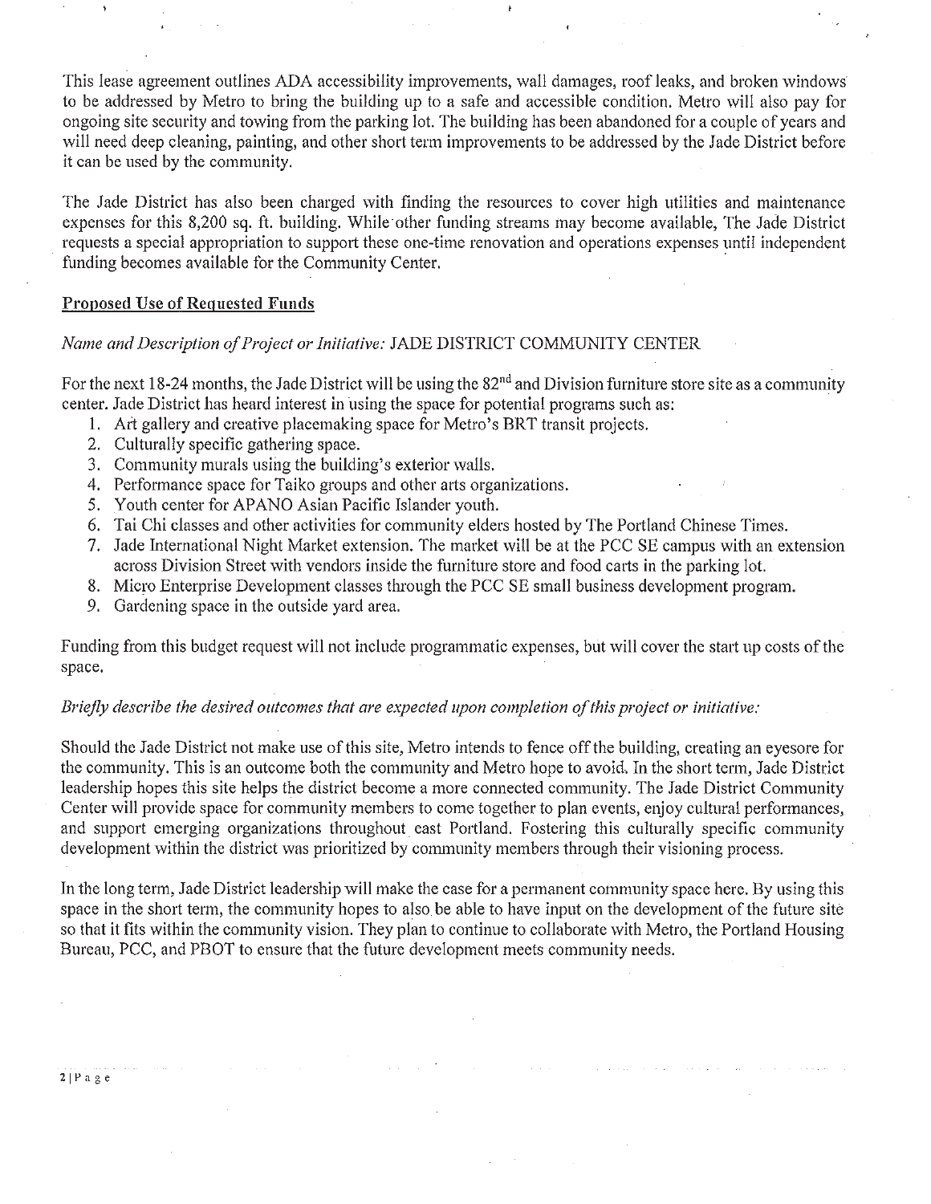This lease agreement outlines ADA accessibility improvements, wall damages, roof leaks, and broken windows to be addressed by Metro to bring the building up to a safe and accessible condition. Metro will also pay for ongoing site security and towing from the parking lot. The building has been abandoned for a couple of years and will need deep cleaning, painting, and other short term improvements to be addressed by the Jade District before it can be used by the community.

The Jade District has also been charged with finding the resources to cover high utilities and maintenance expenses for this 8,200 sq. ft. building. While other funding streams may become available, The Jade District requests a special appropriation to support these one-time renovation and operations expenses until independent funding becomes available for the Community Center.

## Proposed Use of Requested Funds

*Name and Description of Project or Initiative:* JADE DISTRICT COMMUNITY CENTER

For the next 18-24 months, the Jade District will be using the 82nd and Division furniture store site as a community center. Jade District has heard interest in using the space for potential programs such as:

1. Art gallery and creative placemaking space for Metro's BRT transit projects.
2. Culturally specific gathering space.
3. Community murals using the building's exterior walls.
4. Performance space for Taiko groups and other arts organizations.
5. Youth center for APANO Asian Pacific Islander youth.
6. Tai Chi classes and other activities for community elders hosted by The Portland Chinese Times.
7. Jade International Night Market extension. The market will be at the PCC SE campus with an extension across Division Street with vendors inside the furniture store and food carts in the parking lot.
8. Micro Enterprise Development classes through the PCC SE small business development program.
9. Gardening space in the outside yard area.

Funding from this budget request will not include programmatic expenses, but will cover the start up costs of the space.

*Briefly describe the desired outcomes that are expected upon completion of this project or initiative:*

Should the Jade District not make use of this site, Metro intends to fence off the building, creating an eyesore for the community. This is an outcome both the community and Metro hope to avoid. In the short term, Jade District leadership hopes this site helps the district become a more connected community. The Jade District Community Center will provide space for community members to come together to plan events, enjoy cultural performances, and support emerging organizations throughout east Portland. Fostering this culturally specific community development within the district was prioritized by community members through their visioning process.

In the long term, Jade District leadership will make the case for a permanent community space here. By using this space in the short term, the community hopes to also be able to have input on the development of the future site so that it fits within the community vision. They plan to continue to collaborate with Metro, the Portland Housing Bureau, PCC, and PBOT to ensure that the future development meets community needs.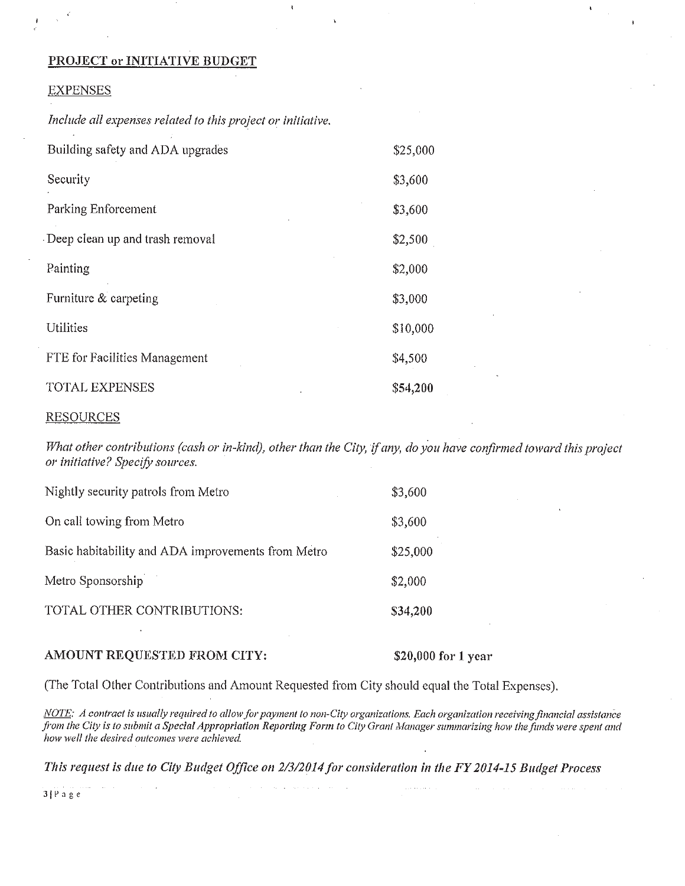## PROJECT or INITIATIVE BUDGET

### EXPENSES

*Include all expenses related to this project or initiative.*

| | |
|---|---|
| Building safety and ADA upgrades | $25,000 |
| Security | $3,600 |
| Parking Enforcement | $3,600 |
| Deep clean up and trash removal | $2,500 |
| Painting | $2,000 |
| Furniture & carpeting | $3,000 |
| Utilities | $10,000 |
| FTE for Facilities Management | $4,500 |
| TOTAL EXPENSES | **$54,200** |

### RESOURCES

*What other contributions (cash or in-kind), other than the City, if any, do you have confirmed toward this project or initiative? Specify sources.*

| | |
|---|---|
| Nightly security patrols from Metro | $3,600 |
| On call towing from Metro | $3,600 |
| Basic habitability and ADA improvements from Metro | $25,000 |
| Metro Sponsorship | $2,000 |
| TOTAL OTHER CONTRIBUTIONS: | **$34,200** |

**AMOUNT REQUESTED FROM CITY:** **$20,000 for 1 year**

(The Total Other Contributions and Amount Requested from City should equal the Total Expenses).

*NOTE: A contract is usually required to allow for payment to non-City organizations. Each organization receiving financial assistance from the City is to submit a Special Appropriation Reporting Form to City Grant Manager summarizing how the funds were spent and how well the desired outcomes were achieved.*

***This request is due to City Budget Office on 2/3/2014 for consideration in the FY 2014-15 Budget Process***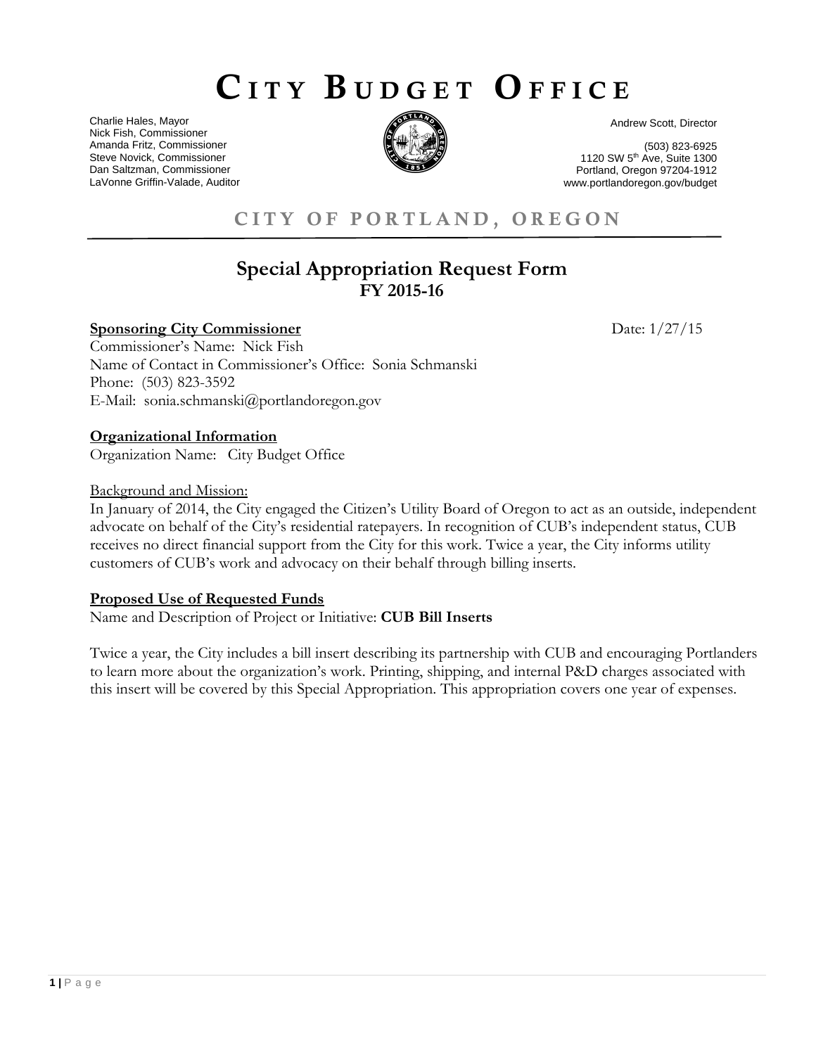# CITY BUDGET OFFICE

Charlie Hales, Mayor
Nick Fish, Commissioner
Amanda Fritz, Commissioner
Steve Novick, Commissioner
Dan Saltzman, Commissioner
LaVonne Griffin-Valade, Auditor

Andrew Scott, Director

(503) 823-6925
1120 SW 5th Ave, Suite 1300
Portland, Oregon 97204-1912
www.portlandoregon.gov/budget

## CITY OF PORTLAND, OREGON

## Special Appropriation Request Form
### FY 2015-16

**Sponsoring City Commissioner** Date: 1/27/15

Commissioner's Name: Nick Fish
Name of Contact in Commissioner's Office: Sonia Schmanski
Phone: (503) 823-3592
E-Mail: sonia.schmanski@portlandoregon.gov

**Organizational Information**

Organization Name: City Budget Office

Background and Mission:

In January of 2014, the City engaged the Citizen's Utility Board of Oregon to act as an outside, independent advocate on behalf of the City's residential ratepayers. In recognition of CUB's independent status, CUB receives no direct financial support from the City for this work. Twice a year, the City informs utility customers of CUB's work and advocacy on their behalf through billing inserts.

**Proposed Use of Requested Funds**

Name and Description of Project or Initiative: **CUB Bill Inserts**

Twice a year, the City includes a bill insert describing its partnership with CUB and encouraging Portlanders to learn more about the organization's work. Printing, shipping, and internal P&D charges associated with this insert will be covered by this Special Appropriation. This appropriation covers one year of expenses.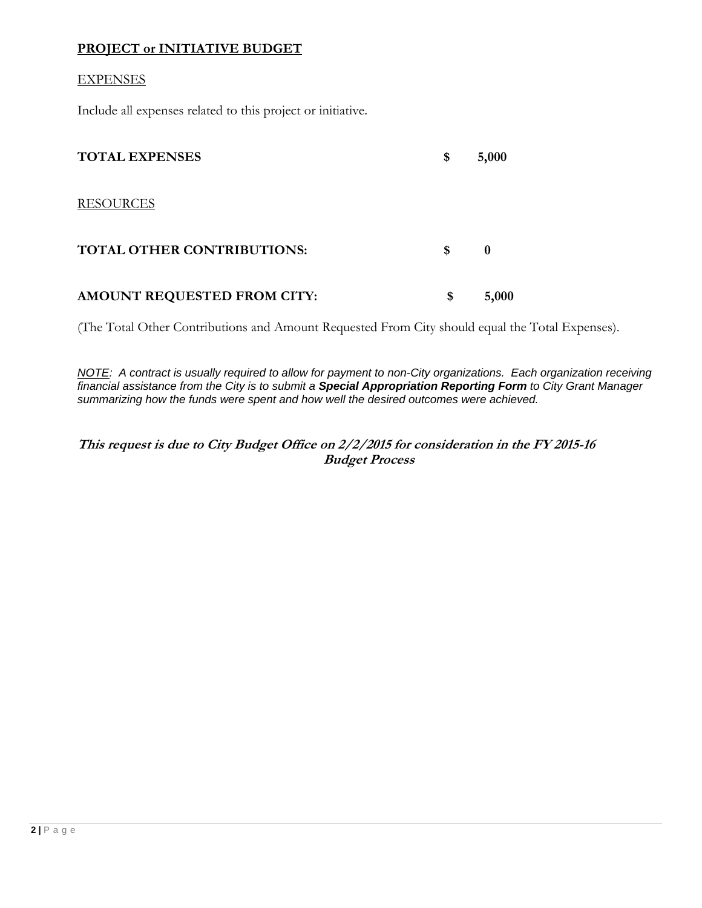**<u>PROJECT or INITIATIVE BUDGET</u>**

<u>EXPENSES</u>

Include all expenses related to this project or initiative.

| | | |
|---|---|---|
| **TOTAL EXPENSES** | **$** | **5,000** |

<u>RESOURCES</u>

| | | |
|---|---|---|
| **TOTAL OTHER CONTRIBUTIONS:** | **$** | **0** |
| **AMOUNT REQUESTED FROM CITY:** | **$** | **5,000** |

(The Total Other Contributions and Amount Requested From City should equal the Total Expenses).

*<u>NOTE</u>: A contract is usually required to allow for payment to non-City organizations. Each organization receiving financial assistance from the City is to submit a **Special Appropriation Reporting Form** to City Grant Manager summarizing how the funds were spent and how well the desired outcomes were achieved.*

***This request is due to City Budget Office on 2/2/2015 for consideration in the FY 2015-16 Budget Process***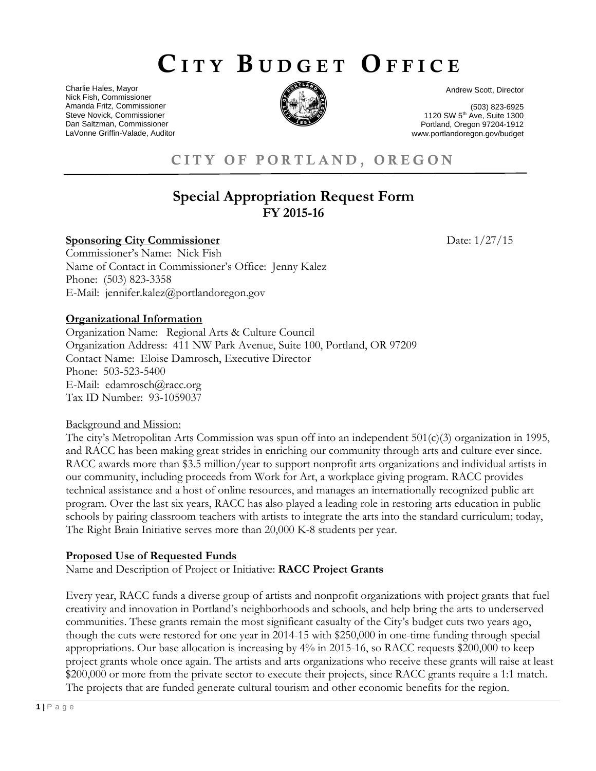# CITY BUDGET OFFICE

Charlie Hales, Mayor
Nick Fish, Commissioner
Amanda Fritz, Commissioner
Steve Novick, Commissioner
Dan Saltzman, Commissioner
LaVonne Griffin-Valade, Auditor

Andrew Scott, Director

(503) 823-6925
1120 SW 5th Ave, Suite 1300
Portland, Oregon 97204-1912
www.portlandoregon.gov/budget

## CITY OF PORTLAND, OREGON

## Special Appropriation Request Form
### FY 2015-16

**Sponsoring City Commissioner** Date: 1/27/15

Commissioner's Name: Nick Fish
Name of Contact in Commissioner's Office: Jenny Kalez
Phone: (503) 823-3358
E-Mail: jennifer.kalez@portlandoregon.gov

**Organizational Information**

Organization Name: Regional Arts & Culture Council
Organization Address: 411 NW Park Avenue, Suite 100, Portland, OR 97209
Contact Name: Eloise Damrosch, Executive Director
Phone: 503-523-5400
E-Mail: edamrosch@racc.org
Tax ID Number: 93-1059037

Background and Mission:

The city's Metropolitan Arts Commission was spun off into an independent 501(c)(3) organization in 1995, and RACC has been making great strides in enriching our community through arts and culture ever since. RACC awards more than $3.5 million/year to support nonprofit arts organizations and individual artists in our community, including proceeds from Work for Art, a workplace giving program. RACC provides technical assistance and a host of online resources, and manages an internationally recognized public art program. Over the last six years, RACC has also played a leading role in restoring arts education in public schools by pairing classroom teachers with artists to integrate the arts into the standard curriculum; today, The Right Brain Initiative serves more than 20,000 K-8 students per year.

**Proposed Use of Requested Funds**

Name and Description of Project or Initiative: **RACC Project Grants**

Every year, RACC funds a diverse group of artists and nonprofit organizations with project grants that fuel creativity and innovation in Portland's neighborhoods and schools, and help bring the arts to underserved communities. These grants remain the most significant casualty of the City's budget cuts two years ago, though the cuts were restored for one year in 2014-15 with $250,000 in one-time funding through special appropriations. Our base allocation is increasing by 4% in 2015-16, so RACC requests $200,000 to keep project grants whole once again. The artists and arts organizations who receive these grants will raise at least $200,000 or more from the private sector to execute their projects, since RACC grants require a 1:1 match. The projects that are funded generate cultural tourism and other economic benefits for the region.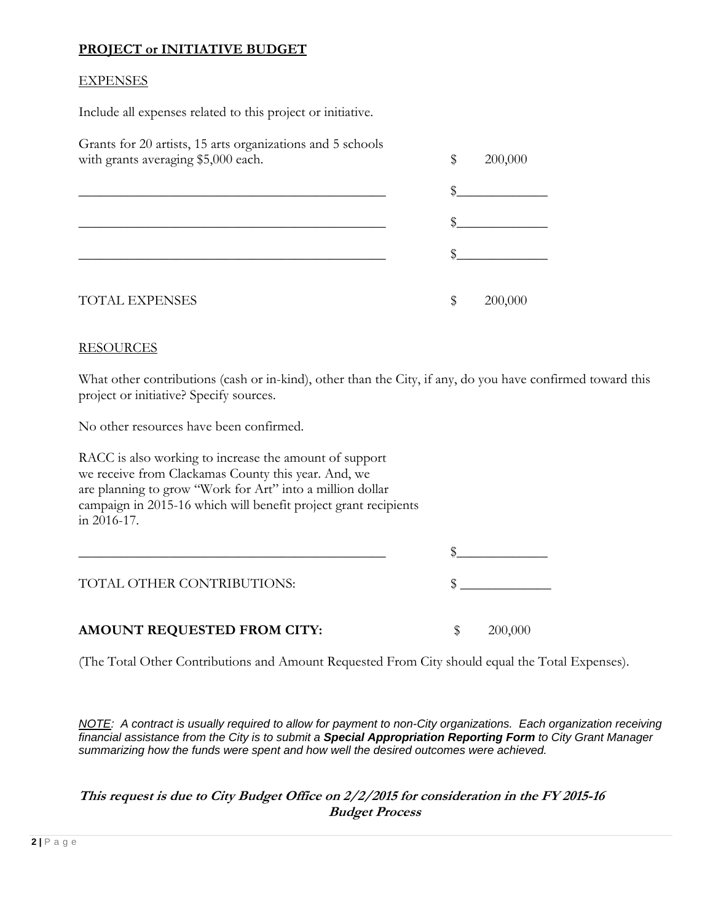**PROJECT or INITIATIVE BUDGET**

EXPENSES

Include all expenses related to this project or initiative.

| | |
|---|---|
| Grants for 20 artists, 15 arts organizations and 5 schools with grants averaging $5,000 each. | $ 200,000 |
| ____________________________________________ | $____________ |
| ____________________________________________ | $____________ |
| ____________________________________________ | $____________ |
| TOTAL EXPENSES | $ 200,000 |

RESOURCES

What other contributions (cash or in-kind), other than the City, if any, do you have confirmed toward this project or initiative? Specify sources.

No other resources have been confirmed.

RACC is also working to increase the amount of support we receive from Clackamas County this year. And, we are planning to grow "Work for Art" into a million dollar campaign in 2015-16 which will benefit project grant recipients in 2016-17.

| | |
|---|---|
| ____________________________________________ | $____________ |
| TOTAL OTHER CONTRIBUTIONS: | $ ____________ |
| **AMOUNT REQUESTED FROM CITY:** | $ 200,000 |

(The Total Other Contributions and Amount Requested From City should equal the Total Expenses).

*NOTE: A contract is usually required to allow for payment to non-City organizations. Each organization receiving financial assistance from the City is to submit a **Special Appropriation Reporting Form** to City Grant Manager summarizing how the funds were spent and how well the desired outcomes were achieved.*

***This request is due to City Budget Office on 2/2/2015 for consideration in the FY 2015-16 Budget Process***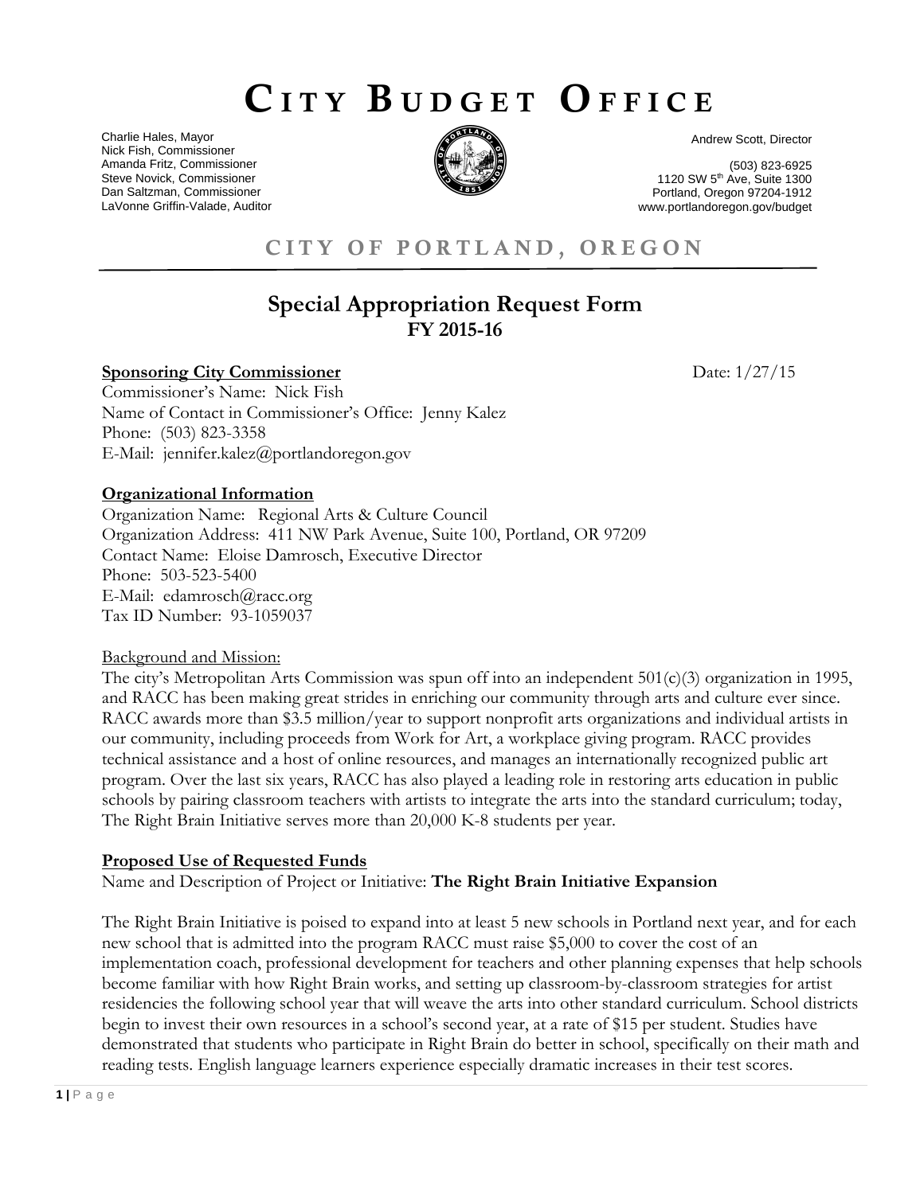# CITY BUDGET OFFICE

Charlie Hales, Mayor
Nick Fish, Commissioner
Amanda Fritz, Commissioner
Steve Novick, Commissioner
Dan Saltzman, Commissioner
LaVonne Griffin-Valade, Auditor

Andrew Scott, Director

(503) 823-6925
1120 SW 5th Ave, Suite 1300
Portland, Oregon 97204-1912
www.portlandoregon.gov/budget

## CITY OF PORTLAND, OREGON

## Special Appropriation Request Form
### FY 2015-16

**Sponsoring City Commissioner** Date: 1/27/15

Commissioner's Name: Nick Fish
Name of Contact in Commissioner's Office: Jenny Kalez
Phone: (503) 823-3358
E-Mail: jennifer.kalez@portlandoregon.gov

**Organizational Information**

Organization Name: Regional Arts & Culture Council
Organization Address: 411 NW Park Avenue, Suite 100, Portland, OR 97209
Contact Name: Eloise Damrosch, Executive Director
Phone: 503-523-5400
E-Mail: edamrosch@racc.org
Tax ID Number: 93-1059037

Background and Mission:

The city's Metropolitan Arts Commission was spun off into an independent 501(c)(3) organization in 1995, and RACC has been making great strides in enriching our community through arts and culture ever since. RACC awards more than $3.5 million/year to support nonprofit arts organizations and individual artists in our community, including proceeds from Work for Art, a workplace giving program. RACC provides technical assistance and a host of online resources, and manages an internationally recognized public art program. Over the last six years, RACC has also played a leading role in restoring arts education in public schools by pairing classroom teachers with artists to integrate the arts into the standard curriculum; today, The Right Brain Initiative serves more than 20,000 K-8 students per year.

**Proposed Use of Requested Funds**

Name and Description of Project or Initiative: **The Right Brain Initiative Expansion**

The Right Brain Initiative is poised to expand into at least 5 new schools in Portland next year, and for each new school that is admitted into the program RACC must raise $5,000 to cover the cost of an implementation coach, professional development for teachers and other planning expenses that help schools become familiar with how Right Brain works, and setting up classroom-by-classroom strategies for artist residencies the following school year that will weave the arts into other standard curriculum. School districts begin to invest their own resources in a school's second year, at a rate of $15 per student. Studies have demonstrated that students who participate in Right Brain do better in school, specifically on their math and reading tests. English language learners experience especially dramatic increases in their test scores.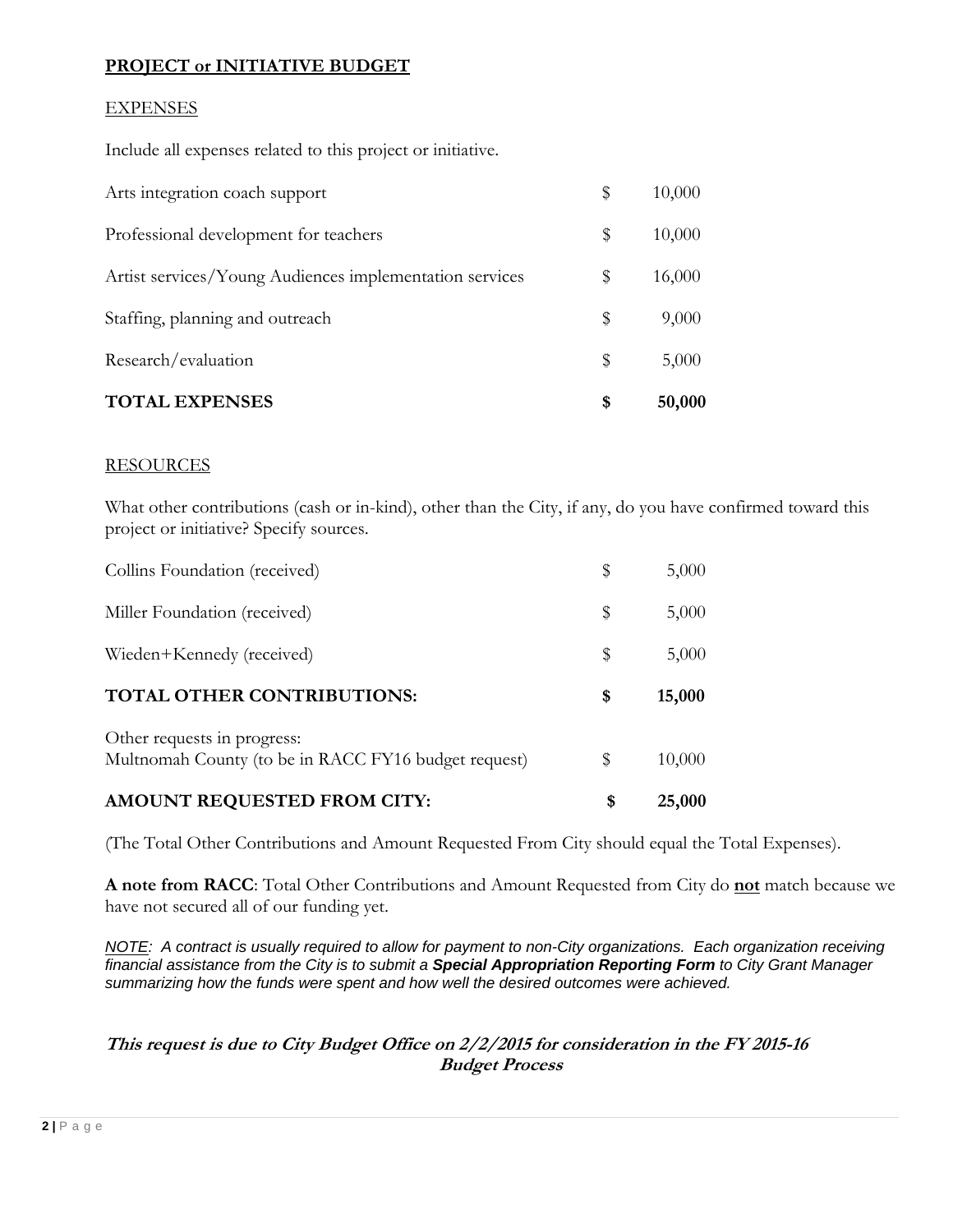**PROJECT or INITIATIVE BUDGET**

EXPENSES

Include all expenses related to this project or initiative.

| | | |
|---|---|---|
| Arts integration coach support | $ | 10,000 |
| Professional development for teachers | $ | 10,000 |
| Artist services/Young Audiences implementation services | $ | 16,000 |
| Staffing, planning and outreach | $ | 9,000 |
| Research/evaluation | $ | 5,000 |
| **TOTAL EXPENSES** | **$** | **50,000** |

RESOURCES

What other contributions (cash or in-kind), other than the City, if any, do you have confirmed toward this project or initiative? Specify sources.

| | | |
|---|---|---|
| Collins Foundation (received) | $ | 5,000 |
| Miller Foundation (received) | $ | 5,000 |
| Wieden+Kennedy (received) | $ | 5,000 |
| **TOTAL OTHER CONTRIBUTIONS:** | **$** | **15,000** |
| Other requests in progress: Multnomah County (to be in RACC FY16 budget request) | $ | 10,000 |
| **AMOUNT REQUESTED FROM CITY:** | **$** | **25,000** |

(The Total Other Contributions and Amount Requested From City should equal the Total Expenses).

**A note from RACC**: Total Other Contributions and Amount Requested from City do **not** match because we have not secured all of our funding yet.

*NOTE: A contract is usually required to allow for payment to non-City organizations. Each organization receiving financial assistance from the City is to submit a **Special Appropriation Reporting Form** to City Grant Manager summarizing how the funds were spent and how well the desired outcomes were achieved.*

***This request is due to City Budget Office on 2/2/2015 for consideration in the FY 2015-16 Budget Process***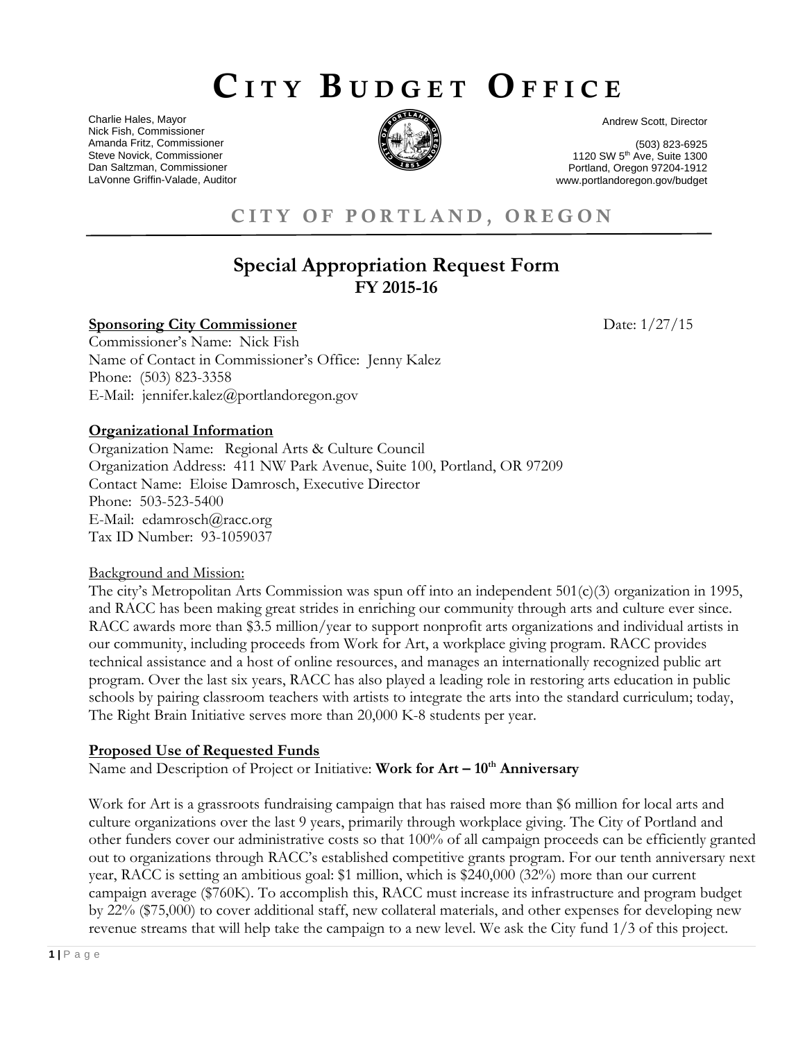# CITY BUDGET OFFICE

Charlie Hales, Mayor
Nick Fish, Commissioner
Amanda Fritz, Commissioner
Steve Novick, Commissioner
Dan Saltzman, Commissioner
LaVonne Griffin-Valade, Auditor

Andrew Scott, Director

(503) 823-6925
1120 SW 5th Ave, Suite 1300
Portland, Oregon 97204-1912
www.portlandoregon.gov/budget

## CITY OF PORTLAND, OREGON

## Special Appropriation Request Form
### FY 2015-16

**Sponsoring City Commissioner** Date: 1/27/15

Commissioner's Name: Nick Fish
Name of Contact in Commissioner's Office: Jenny Kalez
Phone: (503) 823-3358
E-Mail: jennifer.kalez@portlandoregon.gov

**Organizational Information**

Organization Name: Regional Arts & Culture Council
Organization Address: 411 NW Park Avenue, Suite 100, Portland, OR 97209
Contact Name: Eloise Damrosch, Executive Director
Phone: 503-523-5400
E-Mail: edamrosch@racc.org
Tax ID Number: 93-1059037

Background and Mission:

The city's Metropolitan Arts Commission was spun off into an independent 501(c)(3) organization in 1995, and RACC has been making great strides in enriching our community through arts and culture ever since. RACC awards more than $3.5 million/year to support nonprofit arts organizations and individual artists in our community, including proceeds from Work for Art, a workplace giving program. RACC provides technical assistance and a host of online resources, and manages an internationally recognized public art program. Over the last six years, RACC has also played a leading role in restoring arts education in public schools by pairing classroom teachers with artists to integrate the arts into the standard curriculum; today, The Right Brain Initiative serves more than 20,000 K-8 students per year.

**Proposed Use of Requested Funds**

Name and Description of Project or Initiative: **Work for Art – 10th Anniversary**

Work for Art is a grassroots fundraising campaign that has raised more than $6 million for local arts and culture organizations over the last 9 years, primarily through workplace giving. The City of Portland and other funders cover our administrative costs so that 100% of all campaign proceeds can be efficiently granted out to organizations through RACC's established competitive grants program. For our tenth anniversary next year, RACC is setting an ambitious goal: $1 million, which is $240,000 (32%) more than our current campaign average ($760K). To accomplish this, RACC must increase its infrastructure and program budget by 22% ($75,000) to cover additional staff, new collateral materials, and other expenses for developing new revenue streams that will help take the campaign to a new level. We ask the City fund 1/3 of this project.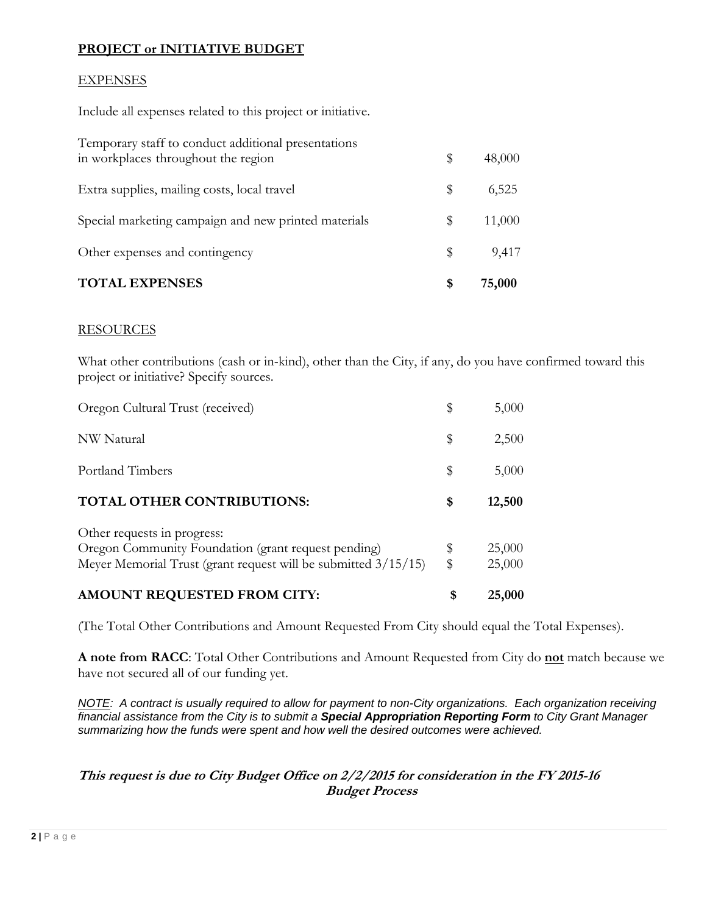## **PROJECT or INITIATIVE BUDGET**

### EXPENSES

Include all expenses related to this project or initiative.

| | | |
|---|---|---|
| Temporary staff to conduct additional presentations in workplaces throughout the region | $ | 48,000 |
| Extra supplies, mailing costs, local travel | $ | 6,525 |
| Special marketing campaign and new printed materials | $ | 11,000 |
| Other expenses and contingency | $ | 9,417 |
| **TOTAL EXPENSES** | **$** | **75,000** |

### RESOURCES

What other contributions (cash or in-kind), other than the City, if any, do you have confirmed toward this project or initiative? Specify sources.

| | | |
|---|---|---|
| Oregon Cultural Trust (received) | $ | 5,000 |
| NW Natural | $ | 2,500 |
| Portland Timbers | $ | 5,000 |
| **TOTAL OTHER CONTRIBUTIONS:** | **$** | **12,500** |
| Other requests in progress: | | |
| Oregon Community Foundation (grant request pending) | $ | 25,000 |
| Meyer Memorial Trust (grant request will be submitted 3/15/15) | $ | 25,000 |
| **AMOUNT REQUESTED FROM CITY:** | **$** | **25,000** |

(The Total Other Contributions and Amount Requested From City should equal the Total Expenses).

**A note from RACC**: Total Other Contributions and Amount Requested from City do **not** match because we have not secured all of our funding yet.

*NOTE: A contract is usually required to allow for payment to non-City organizations. Each organization receiving financial assistance from the City is to submit a **Special Appropriation Reporting Form** to City Grant Manager summarizing how the funds were spent and how well the desired outcomes were achieved.*

***This request is due to City Budget Office on 2/2/2015 for consideration in the FY 2015-16 Budget Process***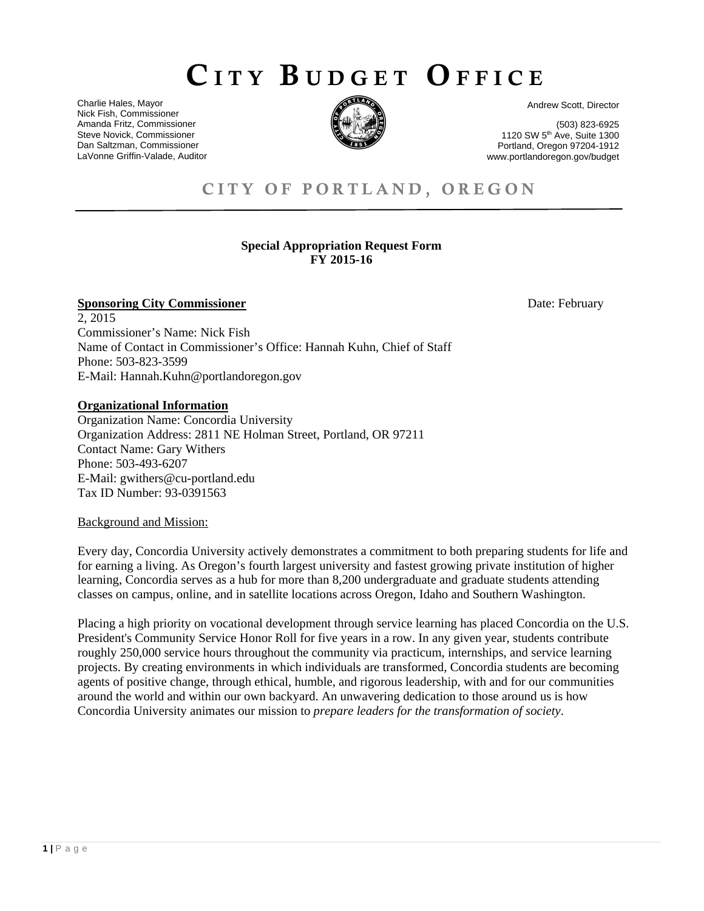# CITY BUDGET OFFICE

Charlie Hales, Mayor
Nick Fish, Commissioner
Amanda Fritz, Commissioner
Steve Novick, Commissioner
Dan Saltzman, Commissioner
LaVonne Griffin-Valade, Auditor

Andrew Scott, Director

(503) 823-6925
1120 SW 5th Ave, Suite 1300
Portland, Oregon 97204-1912
www.portlandoregon.gov/budget

## CITY OF PORTLAND, OREGON

**Special Appropriation Request Form**
**FY 2015-16**

**Sponsoring City Commissioner** Date: February 2, 2015

Commissioner's Name: Nick Fish
Name of Contact in Commissioner's Office: Hannah Kuhn, Chief of Staff
Phone: 503-823-3599
E-Mail: Hannah.Kuhn@portlandoregon.gov

**Organizational Information**

Organization Name: Concordia University
Organization Address: 2811 NE Holman Street, Portland, OR 97211
Contact Name: Gary Withers
Phone: 503-493-6207
E-Mail: gwithers@cu-portland.edu
Tax ID Number: 93-0391563

Background and Mission:

Every day, Concordia University actively demonstrates a commitment to both preparing students for life and for earning a living. As Oregon's fourth largest university and fastest growing private institution of higher learning, Concordia serves as a hub for more than 8,200 undergraduate and graduate students attending classes on campus, online, and in satellite locations across Oregon, Idaho and Southern Washington.

Placing a high priority on vocational development through service learning has placed Concordia on the U.S. President's Community Service Honor Roll for five years in a row. In any given year, students contribute roughly 250,000 service hours throughout the community via practicum, internships, and service learning projects. By creating environments in which individuals are transformed, Concordia students are becoming agents of positive change, through ethical, humble, and rigorous leadership, with and for our communities around the world and within our own backyard. An unwavering dedication to those around us is how Concordia University animates our mission to *prepare leaders for the transformation of society*.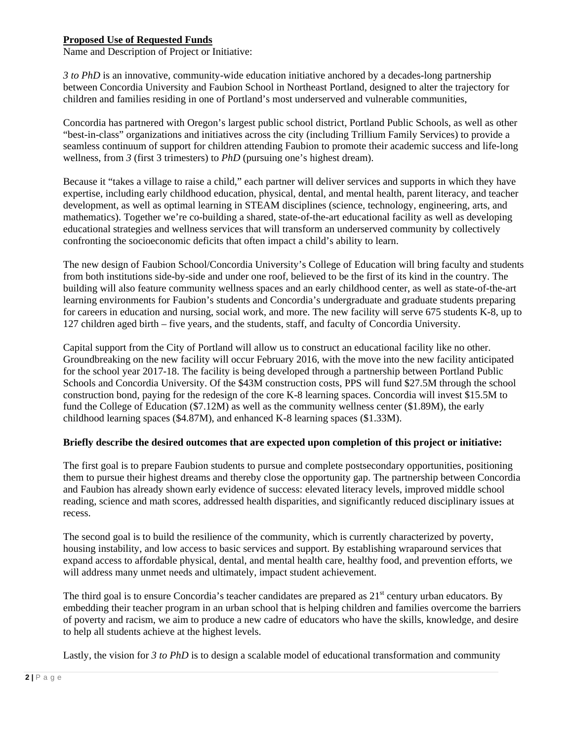**<u>Proposed Use of Requested Funds</u>**

Name and Description of Project or Initiative:

*3 to PhD* is an innovative, community-wide education initiative anchored by a decades-long partnership between Concordia University and Faubion School in Northeast Portland, designed to alter the trajectory for children and families residing in one of Portland's most underserved and vulnerable communities,

Concordia has partnered with Oregon's largest public school district, Portland Public Schools, as well as other "best-in-class" organizations and initiatives across the city (including Trillium Family Services) to provide a seamless continuum of support for children attending Faubion to promote their academic success and life-long wellness, from *3* (first 3 trimesters) to *PhD* (pursuing one's highest dream).

Because it "takes a village to raise a child," each partner will deliver services and supports in which they have expertise, including early childhood education, physical, dental, and mental health, parent literacy, and teacher development, as well as optimal learning in STEAM disciplines (science, technology, engineering, arts, and mathematics). Together we're co-building a shared, state-of-the-art educational facility as well as developing educational strategies and wellness services that will transform an underserved community by collectively confronting the socioeconomic deficits that often impact a child's ability to learn.

The new design of Faubion School/Concordia University's College of Education will bring faculty and students from both institutions side-by-side and under one roof, believed to be the first of its kind in the country. The building will also feature community wellness spaces and an early childhood center, as well as state-of-the-art learning environments for Faubion's students and Concordia's undergraduate and graduate students preparing for careers in education and nursing, social work, and more. The new facility will serve 675 students K-8, up to 127 children aged birth – five years, and the students, staff, and faculty of Concordia University.

Capital support from the City of Portland will allow us to construct an educational facility like no other. Groundbreaking on the new facility will occur February 2016, with the move into the new facility anticipated for the school year 2017-18. The facility is being developed through a partnership between Portland Public Schools and Concordia University. Of the \$43M construction costs, PPS will fund \$27.5M through the school construction bond, paying for the redesign of the core K-8 learning spaces. Concordia will invest \$15.5M to fund the College of Education (\$7.12M) as well as the community wellness center (\$1.89M), the early childhood learning spaces (\$4.87M), and enhanced K-8 learning spaces (\$1.33M).

**Briefly describe the desired outcomes that are expected upon completion of this project or initiative:**

The first goal is to prepare Faubion students to pursue and complete postsecondary opportunities, positioning them to pursue their highest dreams and thereby close the opportunity gap. The partnership between Concordia and Faubion has already shown early evidence of success: elevated literacy levels, improved middle school reading, science and math scores, addressed health disparities, and significantly reduced disciplinary issues at recess.

The second goal is to build the resilience of the community, which is currently characterized by poverty, housing instability, and low access to basic services and support. By establishing wraparound services that expand access to affordable physical, dental, and mental health care, healthy food, and prevention efforts, we will address many unmet needs and ultimately, impact student achievement.

The third goal is to ensure Concordia's teacher candidates are prepared as 21st century urban educators. By embedding their teacher program in an urban school that is helping children and families overcome the barriers of poverty and racism, we aim to produce a new cadre of educators who have the skills, knowledge, and desire to help all students achieve at the highest levels.

Lastly, the vision for *3 to PhD* is to design a scalable model of educational transformation and community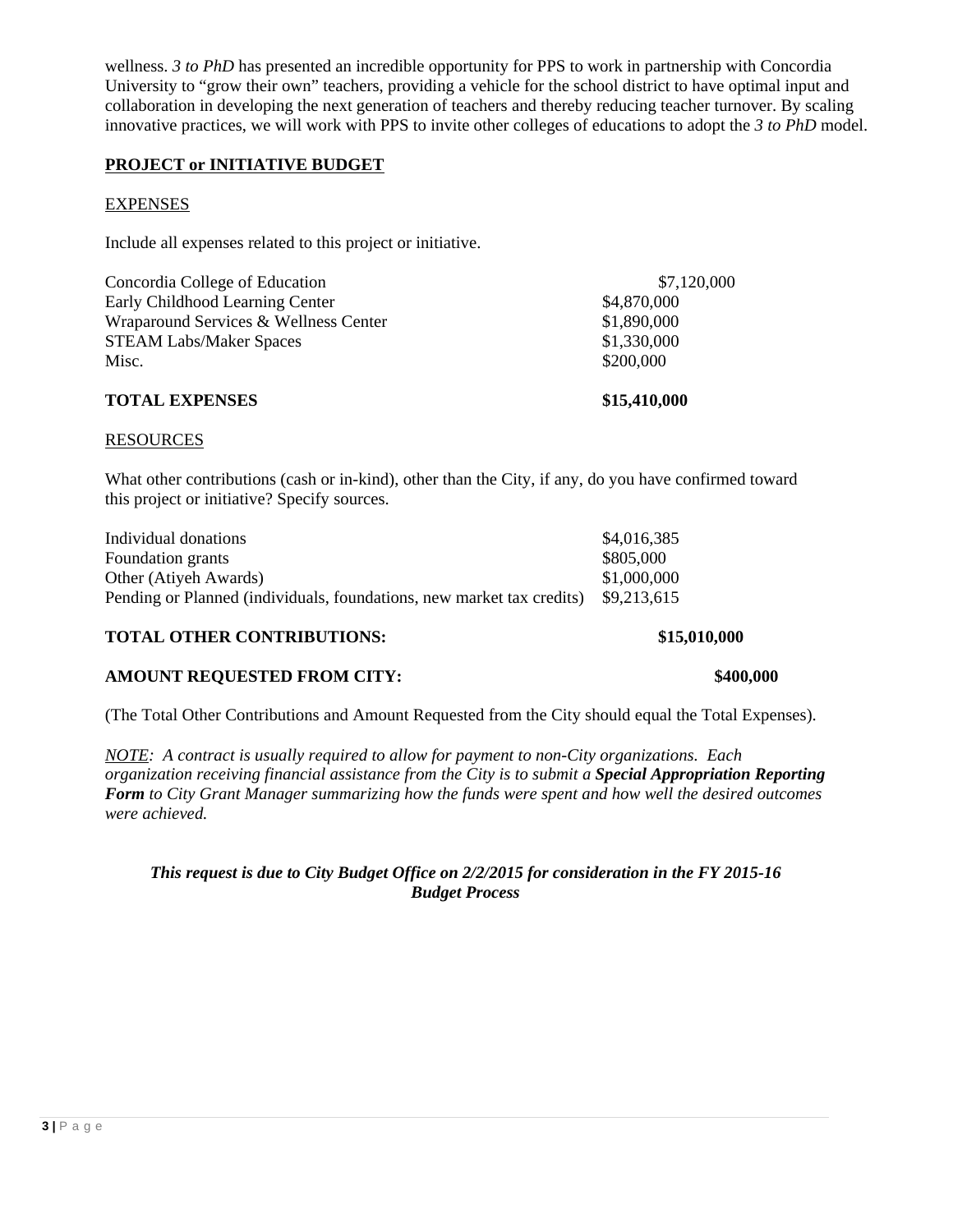wellness. *3 to PhD* has presented an incredible opportunity for PPS to work in partnership with Concordia University to "grow their own" teachers, providing a vehicle for the school district to have optimal input and collaboration in developing the next generation of teachers and thereby reducing teacher turnover. By scaling innovative practices, we will work with PPS to invite other colleges of educations to adopt the *3 to PhD* model.

**PROJECT or INITIATIVE BUDGET**

EXPENSES

Include all expenses related to this project or initiative.

| | |
|---|---|
| Concordia College of Education | $7,120,000 |
| Early Childhood Learning Center | $4,870,000 |
| Wraparound Services & Wellness Center | $1,890,000 |
| STEAM Labs/Maker Spaces | $1,330,000 |
| Misc. | $200,000 |
| **TOTAL EXPENSES** | **$15,410,000** |

RESOURCES

What other contributions (cash or in-kind), other than the City, if any, do you have confirmed toward this project or initiative? Specify sources.

| | |
|---|---|
| Individual donations | $4,016,385 |
| Foundation grants | $805,000 |
| Other (Atiyeh Awards) | $1,000,000 |
| Pending or Planned (individuals, foundations, new market tax credits) | $9,213,615 |

**TOTAL OTHER CONTRIBUTIONS: $15,010,000**

**AMOUNT REQUESTED FROM CITY: $400,000**

(The Total Other Contributions and Amount Requested from the City should equal the Total Expenses).

*NOTE: A contract is usually required to allow for payment to non-City organizations. Each organization receiving financial assistance from the City is to submit a **Special Appropriation Reporting Form** to City Grant Manager summarizing how the funds were spent and how well the desired outcomes were achieved.*

***This request is due to City Budget Office on 2/2/2015 for consideration in the FY 2015-16 Budget Process***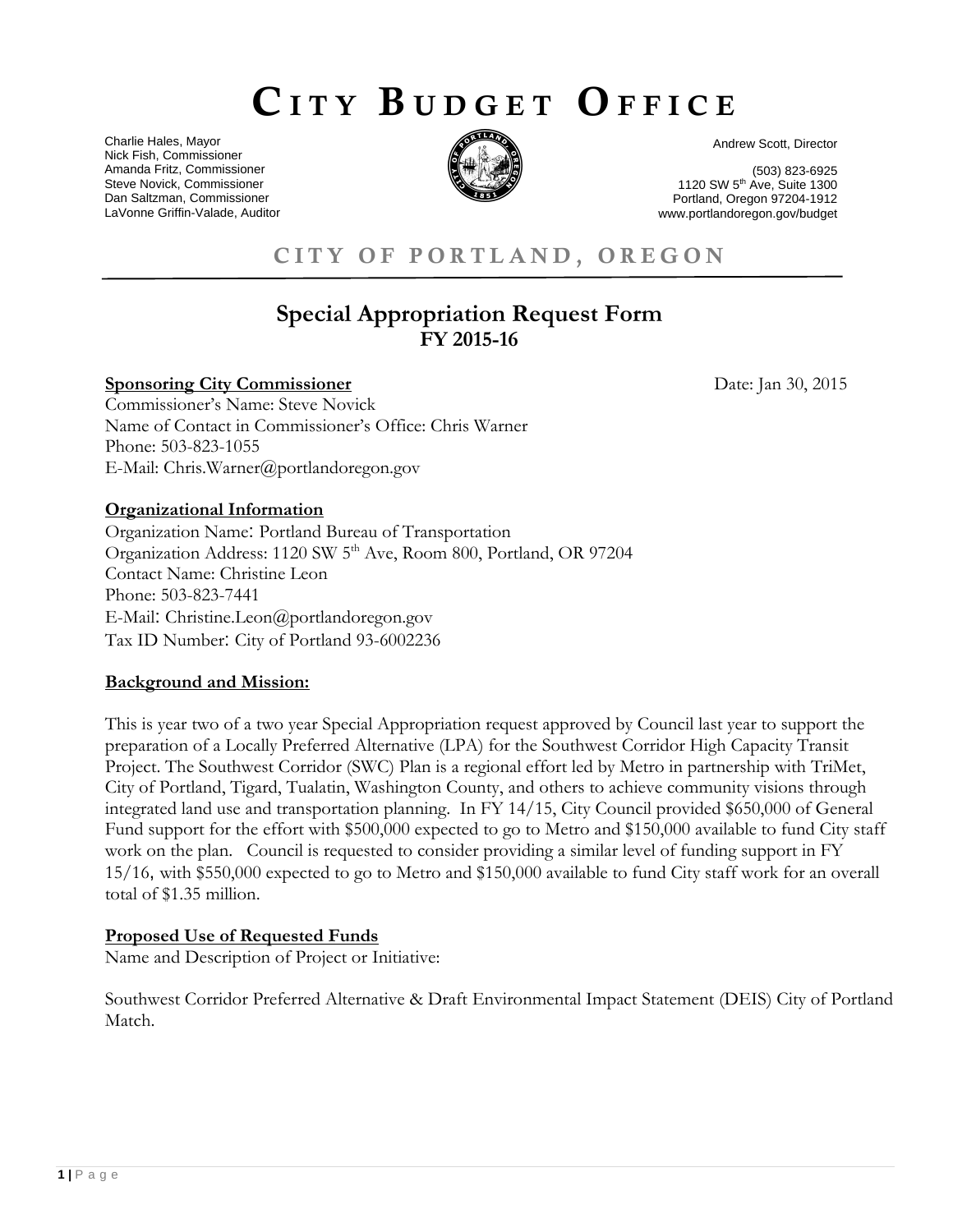# CITY BUDGET OFFICE

Charlie Hales, Mayor
Nick Fish, Commissioner
Amanda Fritz, Commissioner
Steve Novick, Commissioner
Dan Saltzman, Commissioner
LaVonne Griffin-Valade, Auditor

Andrew Scott, Director

(503) 823-6925
1120 SW 5th Ave, Suite 1300
Portland, Oregon 97204-1912
www.portlandoregon.gov/budget

## CITY OF PORTLAND, OREGON

## Special Appropriation Request Form
### FY 2015-16

**Sponsoring City Commissioner** Date: Jan 30, 2015

Commissioner's Name: Steve Novick
Name of Contact in Commissioner's Office: Chris Warner
Phone: 503-823-1055
E-Mail: Chris.Warner@portlandoregon.gov

**Organizational Information**

Organization Name: Portland Bureau of Transportation
Organization Address: 1120 SW 5th Ave, Room 800, Portland, OR 97204
Contact Name: Christine Leon
Phone: 503-823-7441
E-Mail: Christine.Leon@portlandoregon.gov
Tax ID Number: City of Portland 93-6002236

**Background and Mission:**

This is year two of a two year Special Appropriation request approved by Council last year to support the preparation of a Locally Preferred Alternative (LPA) for the Southwest Corridor High Capacity Transit Project. The Southwest Corridor (SWC) Plan is a regional effort led by Metro in partnership with TriMet, City of Portland, Tigard, Tualatin, Washington County, and others to achieve community visions through integrated land use and transportation planning. In FY 14/15, City Council provided $650,000 of General Fund support for the effort with $500,000 expected to go to Metro and $150,000 available to fund City staff work on the plan. Council is requested to consider providing a similar level of funding support in FY 15/16, with $550,000 expected to go to Metro and $150,000 available to fund City staff work for an overall total of $1.35 million.

**Proposed Use of Requested Funds**

Name and Description of Project or Initiative:

Southwest Corridor Preferred Alternative & Draft Environmental Impact Statement (DEIS) City of Portland Match.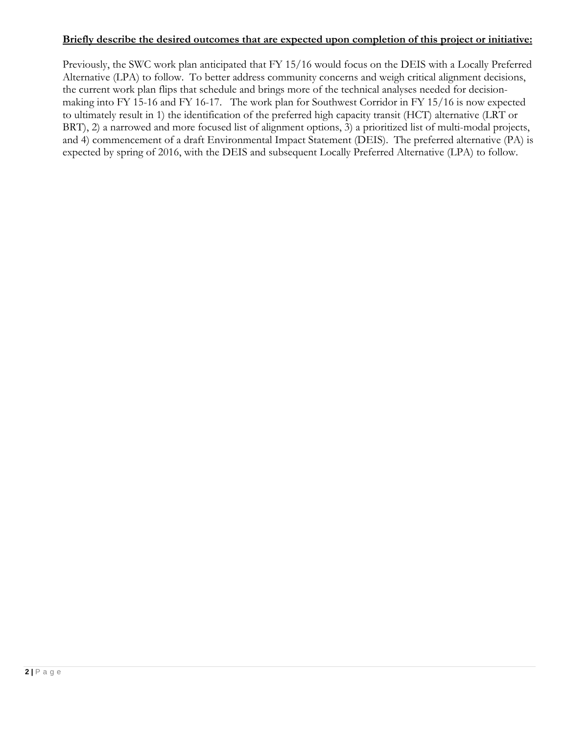**Briefly describe the desired outcomes that are expected upon completion of this project or initiative:**

Previously, the SWC work plan anticipated that FY 15/16 would focus on the DEIS with a Locally Preferred Alternative (LPA) to follow. To better address community concerns and weigh critical alignment decisions, the current work plan flips that schedule and brings more of the technical analyses needed for decision-making into FY 15-16 and FY 16-17. The work plan for Southwest Corridor in FY 15/16 is now expected to ultimately result in 1) the identification of the preferred high capacity transit (HCT) alternative (LRT or BRT), 2) a narrowed and more focused list of alignment options, 3) a prioritized list of multi-modal projects, and 4) commencement of a draft Environmental Impact Statement (DEIS). The preferred alternative (PA) is expected by spring of 2016, with the DEIS and subsequent Locally Preferred Alternative (LPA) to follow.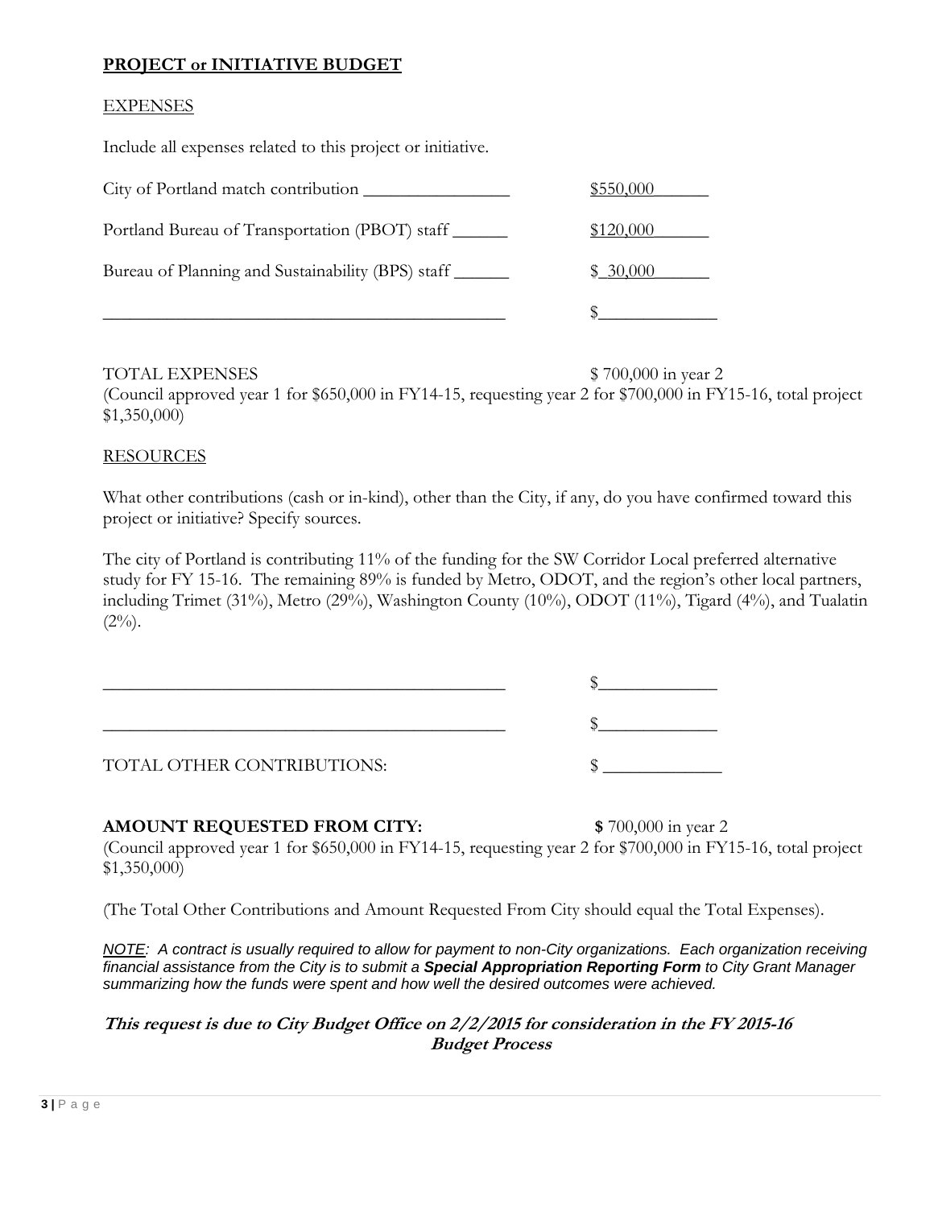**PROJECT or INITIATIVE BUDGET**

EXPENSES

Include all expenses related to this project or initiative.

| | |
|---|---|
| City of Portland match contribution ________________ | $550,000______ |
| Portland Bureau of Transportation (PBOT) staff ______ | $120,000______ |
| Bureau of Planning and Sustainability (BPS) staff ______ | $ 30,000______ |
| _____________________________________________ | $_____________ |

TOTAL EXPENSES $ 700,000 in year 2
(Council approved year 1 for $650,000 in FY14-15, requesting year 2 for $700,000 in FY15-16, total project $1,350,000)

RESOURCES

What other contributions (cash or in-kind), other than the City, if any, do you have confirmed toward this project or initiative? Specify sources.

The city of Portland is contributing 11% of the funding for the SW Corridor Local preferred alternative study for FY 15-16. The remaining 89% is funded by Metro, ODOT, and the region's other local partners, including Trimet (31%), Metro (29%), Washington County (10%), ODOT (11%), Tigard (4%), and Tualatin (2%).

| | |
|---|---|
| _____________________________________________ | $_____________ |
| _____________________________________________ | $_____________ |
| TOTAL OTHER CONTRIBUTIONS: | $ _____________ |

**AMOUNT REQUESTED FROM CITY:** **$** 700,000 in year 2
(Council approved year 1 for $650,000 in FY14-15, requesting year 2 for $700,000 in FY15-16, total project $1,350,000)

(The Total Other Contributions and Amount Requested From City should equal the Total Expenses).

*NOTE: A contract is usually required to allow for payment to non-City organizations. Each organization receiving financial assistance from the City is to submit a **Special Appropriation Reporting Form** to City Grant Manager summarizing how the funds were spent and how well the desired outcomes were achieved.*

***This request is due to City Budget Office on 2/2/2015 for consideration in the FY 2015-16 Budget Process***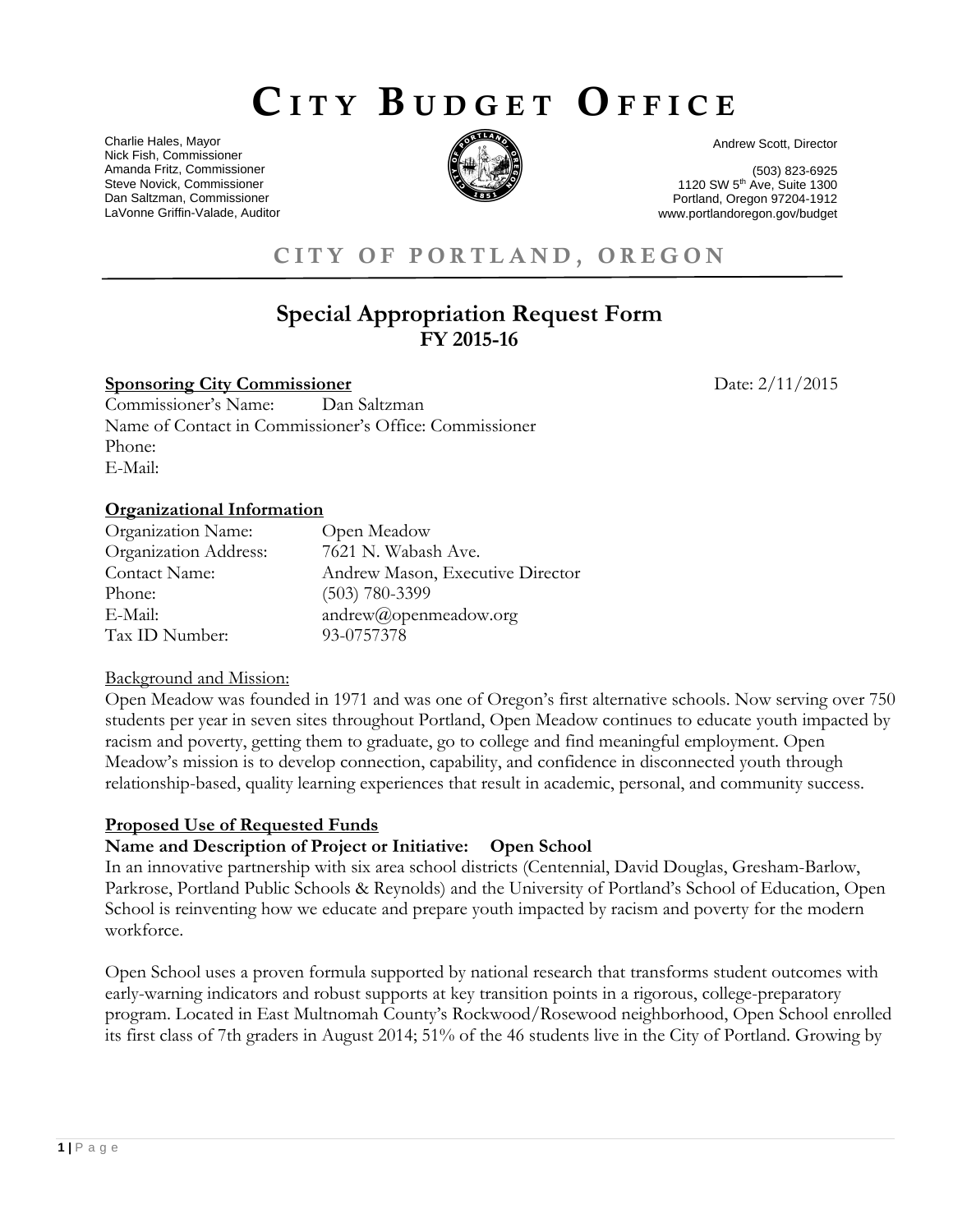# CITY BUDGET OFFICE

Charlie Hales, Mayor
Nick Fish, Commissioner
Amanda Fritz, Commissioner
Steve Novick, Commissioner
Dan Saltzman, Commissioner
LaVonne Griffin-Valade, Auditor

Andrew Scott, Director

(503) 823-6925
1120 SW 5th Ave, Suite 1300
Portland, Oregon 97204-1912
www.portlandoregon.gov/budget

## CITY OF PORTLAND, OREGON

## Special Appropriation Request Form
### FY 2015-16

**Sponsoring City Commissioner** Date: 2/11/2015

Commissioner's Name: Dan Saltzman
Name of Contact in Commissioner's Office: Commissioner
Phone:
E-Mail:

**Organizational Information**

Organization Name: Open Meadow
Organization Address: 7621 N. Wabash Ave.
Contact Name: Andrew Mason, Executive Director
Phone: (503) 780-3399
E-Mail: andrew@openmeadow.org
Tax ID Number: 93-0757378

Background and Mission:

Open Meadow was founded in 1971 and was one of Oregon's first alternative schools. Now serving over 750 students per year in seven sites throughout Portland, Open Meadow continues to educate youth impacted by racism and poverty, getting them to graduate, go to college and find meaningful employment. Open Meadow's mission is to develop connection, capability, and confidence in disconnected youth through relationship-based, quality learning experiences that result in academic, personal, and community success.

**Proposed Use of Requested Funds**

**Name and Description of Project or Initiative: Open School**

In an innovative partnership with six area school districts (Centennial, David Douglas, Gresham-Barlow, Parkrose, Portland Public Schools & Reynolds) and the University of Portland's School of Education, Open School is reinventing how we educate and prepare youth impacted by racism and poverty for the modern workforce.

Open School uses a proven formula supported by national research that transforms student outcomes with early-warning indicators and robust supports at key transition points in a rigorous, college-preparatory program. Located in East Multnomah County's Rockwood/Rosewood neighborhood, Open School enrolled its first class of 7th graders in August 2014; 51% of the 46 students live in the City of Portland. Growing by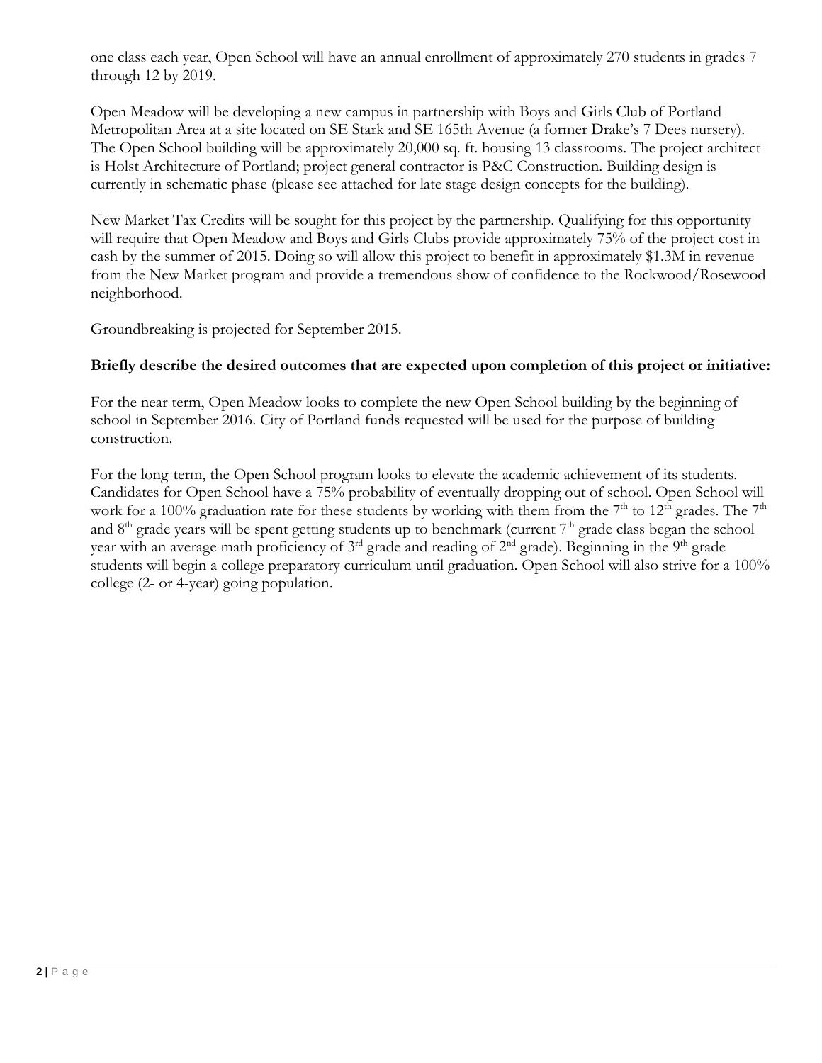one class each year, Open School will have an annual enrollment of approximately 270 students in grades 7 through 12 by 2019.

Open Meadow will be developing a new campus in partnership with Boys and Girls Club of Portland Metropolitan Area at a site located on SE Stark and SE 165th Avenue (a former Drake's 7 Dees nursery). The Open School building will be approximately 20,000 sq. ft. housing 13 classrooms. The project architect is Holst Architecture of Portland; project general contractor is P&C Construction. Building design is currently in schematic phase (please see attached for late stage design concepts for the building).

New Market Tax Credits will be sought for this project by the partnership. Qualifying for this opportunity will require that Open Meadow and Boys and Girls Clubs provide approximately 75% of the project cost in cash by the summer of 2015. Doing so will allow this project to benefit in approximately $1.3M in revenue from the New Market program and provide a tremendous show of confidence to the Rockwood/Rosewood neighborhood.

Groundbreaking is projected for September 2015.

**Briefly describe the desired outcomes that are expected upon completion of this project or initiative:**

For the near term, Open Meadow looks to complete the new Open School building by the beginning of school in September 2016. City of Portland funds requested will be used for the purpose of building construction.

For the long-term, the Open School program looks to elevate the academic achievement of its students. Candidates for Open School have a 75% probability of eventually dropping out of school. Open School will work for a 100% graduation rate for these students by working with them from the 7th to 12th grades. The 7th and 8th grade years will be spent getting students up to benchmark (current 7th grade class began the school year with an average math proficiency of 3rd grade and reading of 2nd grade). Beginning in the 9th grade students will begin a college preparatory curriculum until graduation. Open School will also strive for a 100% college (2- or 4-year) going population.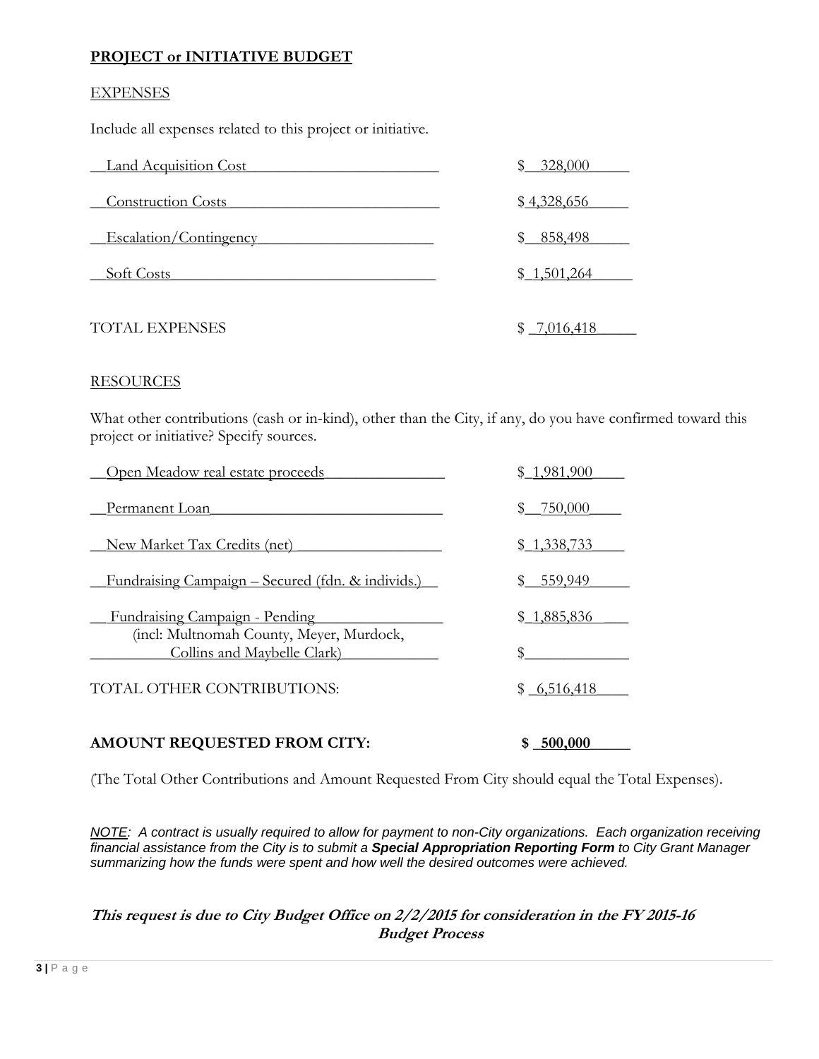**PROJECT or INITIATIVE BUDGET**

EXPENSES

Include all expenses related to this project or initiative.

| | |
|---|---|
| Land Acquisition Cost | $ 328,000 |
| Construction Costs | $ 4,328,656 |
| Escalation/Contingency | $ 858,498 |
| Soft Costs | $ 1,501,264 |
| TOTAL EXPENSES | $ 7,016,418 |

RESOURCES

What other contributions (cash or in-kind), other than the City, if any, do you have confirmed toward this project or initiative? Specify sources.

| | |
|---|---|
| Open Meadow real estate proceeds | $ 1,981,900 |
| Permanent Loan | $ 750,000 |
| New Market Tax Credits (net) | $ 1,338,733 |
| Fundraising Campaign – Secured (fdn. & individs.) | $ 559,949 |
| Fundraising Campaign - Pending (incl: Multnomah County, Meyer, Murdock, Collins and Maybelle Clark) | $ 1,885,836 |
| | $ |
| TOTAL OTHER CONTRIBUTIONS: | $ 6,516,418 |

**AMOUNT REQUESTED FROM CITY: $ 500,000**

(The Total Other Contributions and Amount Requested From City should equal the Total Expenses).

*NOTE: A contract is usually required to allow for payment to non-City organizations. Each organization receiving financial assistance from the City is to submit a **Special Appropriation Reporting Form** to City Grant Manager summarizing how the funds were spent and how well the desired outcomes were achieved.*

***This request is due to City Budget Office on 2/2/2015 for consideration in the FY 2015-16 Budget Process***